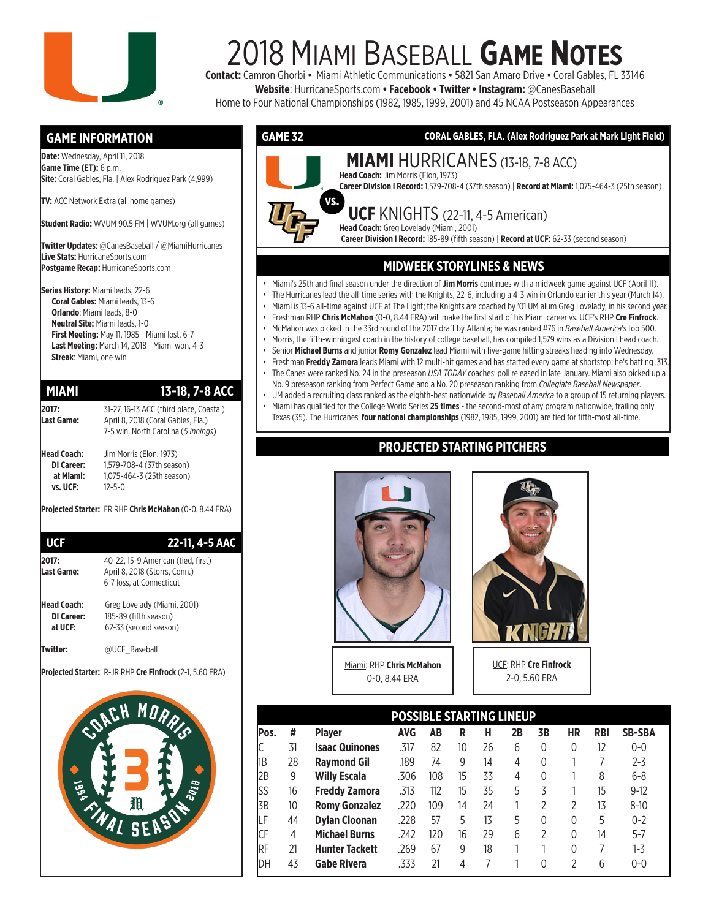# 2018 Miami Baseball Game Notes

**Contact:** Camron Ghorbi • Miami Athletic Communications • 5821 San Amaro Drive • Coral Gables, FL 33146
**Website**: HurricaneSports.com • **Facebook** • **Twitter** • **Instagram:** @CanesBaseball
Home to Four National Championships (1982, 1985, 1999, 2001) and 45 NCAA Postseason Appearances

## GAME INFORMATION

**Date:** Wednesday, April 11, 2018
**Game Time (ET):** 6 p.m.
**Site:** Coral Gables, Fla. | Alex Rodriguez Park (4,999)

**TV:** ACC Network Extra (all home games)

**Student Radio:** WVUM 90.5 FM | WVUM.org (all games)

**Twitter Updates:** @CanesBaseball / @MiamiHurricanes
**Live Stats:** HurricaneSports.com
**Postgame Recap:** HurricaneSports.com

**Series History:** Miami leads, 22-6
**Coral Gables:** Miami leads, 13-6
**Orlando**: Miami leads, 8-0
**Neutral Site:** Miami leads, 1-0
**First Meeting:** May 11, 1985 - Miami lost, 6-7
**Last Meeting:** March 14, 2018 - Miami won, 4-3
**Streak**: Miami, one win

## MIAMI — 13-18, 7-8 ACC

**2017:** 31-27, 16-13 ACC (third place, Coastal)
**Last Game:** April 8, 2018 (Coral Gables, Fla.) 7-5 win, North Carolina (*5 innings*)

**Head Coach:** Jim Morris (Elon, 1973)
**DI Career:** 1,579-708-4 (37th season)
**at Miami:** 1,075-464-3 (25th season)
**vs. UCF:** 12-5-0

**Projected Starter:** FR RHP **Chris McMahon** (0-0, 8.44 ERA)

## UCF — 22-11, 4-5 AAC

**2017:** 40-22, 15-9 American (tied, first)
**Last Game:** April 8, 2018 (Storrs, Conn.) 6-7 loss, at Connecticut

**Head Coach:** Greg Lovelady (Miami, 2001)
**DI Career:** 185-89 (fifth season)
**at UCF:** 62-33 (second season)

**Twitter:** @UCF_Baseball

**Projected Starter:** R-JR RHP **Cre Finfrock** (2-1, 5.60 ERA)

COACH MORRIS — 1994 — FINAL SEASON — 2018

## GAME 32 — CORAL GABLES, FLA. (Alex Rodriguez Park at Mark Light Field)

### MIAMI HURRICANES (13-18, 7-8 ACC)
**Head Coach:** Jim Morris (Elon, 1973)
**Career Division I Record:** 1,579-708-4 (37th season) | **Record at Miami:** 1,075-464-3 (25th season)

VS.

### UCF KNIGHTS (22-11, 4-5 American)
**Head Coach:** Greg Lovelady (Miami, 2001)
**Career Division I Record:** 185-89 (fifth season) | **Record at UCF:** 62-33 (second season)

## MIDWEEK STORYLINES & NEWS

- Miami's 25th and final season under the direction of **Jim Morris** continues with a midweek game against UCF (April 11).
- The Hurricanes lead the all-time series with the Knights, 22-6, including a 4-3 win in Orlando earlier this year (March 14).
- Miami is 13-6 all-time against UCF at The Light; the Knights are coached by '01 UM alum Greg Lovelady, in his second year.
- Freshman RHP **Chris McMahon** (0-0, 8.44 ERA) will make the first start of his Miami career vs. UCF's RHP **Cre Finfrock**.
- McMahon was picked in the 33rd round of the 2017 draft by Atlanta; he was ranked #76 in *Baseball America*'s top 500.
- Morris, the fifth-winningest coach in the history of college baseball, has compiled 1,579 wins as a Division I head coach.
- Senior **Michael Burns** and junior **Romy Gonzalez** lead Miami with five-game hitting streaks heading into Wednesday.
- Freshman **Freddy Zamora** leads Miami with 12 multi-hit games and has started every game at shortstop; he's batting .313.
- The Canes were ranked No. 24 in the preseason *USA TODAY* coaches' poll released in late January. Miami also picked up a No. 9 preseason ranking from Perfect Game and a No. 20 preseason ranking from *Collegiate Baseball Newspaper*.
- UM added a recruiting class ranked as the eighth-best nationwide by *Baseball America* to a group of 15 returning players.
- Miami has qualified for the College World Series **25 times** - the second-most of any program nationwide, trailing only Texas (35). The Hurricanes' **four national championships** (1982, 1985, 1999, 2001) are tied for fifth-most all-time.

## PROJECTED STARTING PITCHERS

Miami: RHP **Chris McMahon**
0-0, 8.44 ERA

UCF: RHP **Cre Finfrock**
2-0, 5.60 ERA

## POSSIBLE STARTING LINEUP

| Pos. | # | Player | AVG | AB | R | H | 2B | 3B | HR | RBI | SB-SBA |
|---|---|---|---|---|---|---|---|---|---|---|---|
| C | 31 | **Isaac Quinones** | .317 | 82 | 10 | 26 | 6 | 0 | 0 | 12 | 0-0 |
| 1B | 28 | **Raymond Gil** | .189 | 74 | 9 | 14 | 4 | 0 | 1 | 7 | 2-3 |
| 2B | 9 | **Willy Escala** | .306 | 108 | 15 | 33 | 4 | 0 | 1 | 8 | 6-8 |
| SS | 16 | **Freddy Zamora** | .313 | 112 | 15 | 35 | 5 | 3 | 1 | 15 | 9-12 |
| 3B | 10 | **Romy Gonzalez** | .220 | 109 | 14 | 24 | 1 | 2 | 2 | 13 | 8-10 |
| LF | 44 | **Dylan Cloonan** | .228 | 57 | 5 | 13 | 5 | 0 | 0 | 5 | 0-2 |
| CF | 4 | **Michael Burns** | .242 | 120 | 16 | 29 | 6 | 2 | 0 | 14 | 5-7 |
| RF | 21 | **Hunter Tackett** | .269 | 67 | 9 | 18 | 1 | 1 | 0 | 7 | 1-3 |
| DH | 43 | **Gabe Rivera** | .333 | 21 | 4 | 7 | 1 | 0 | 2 | 6 | 0-0 |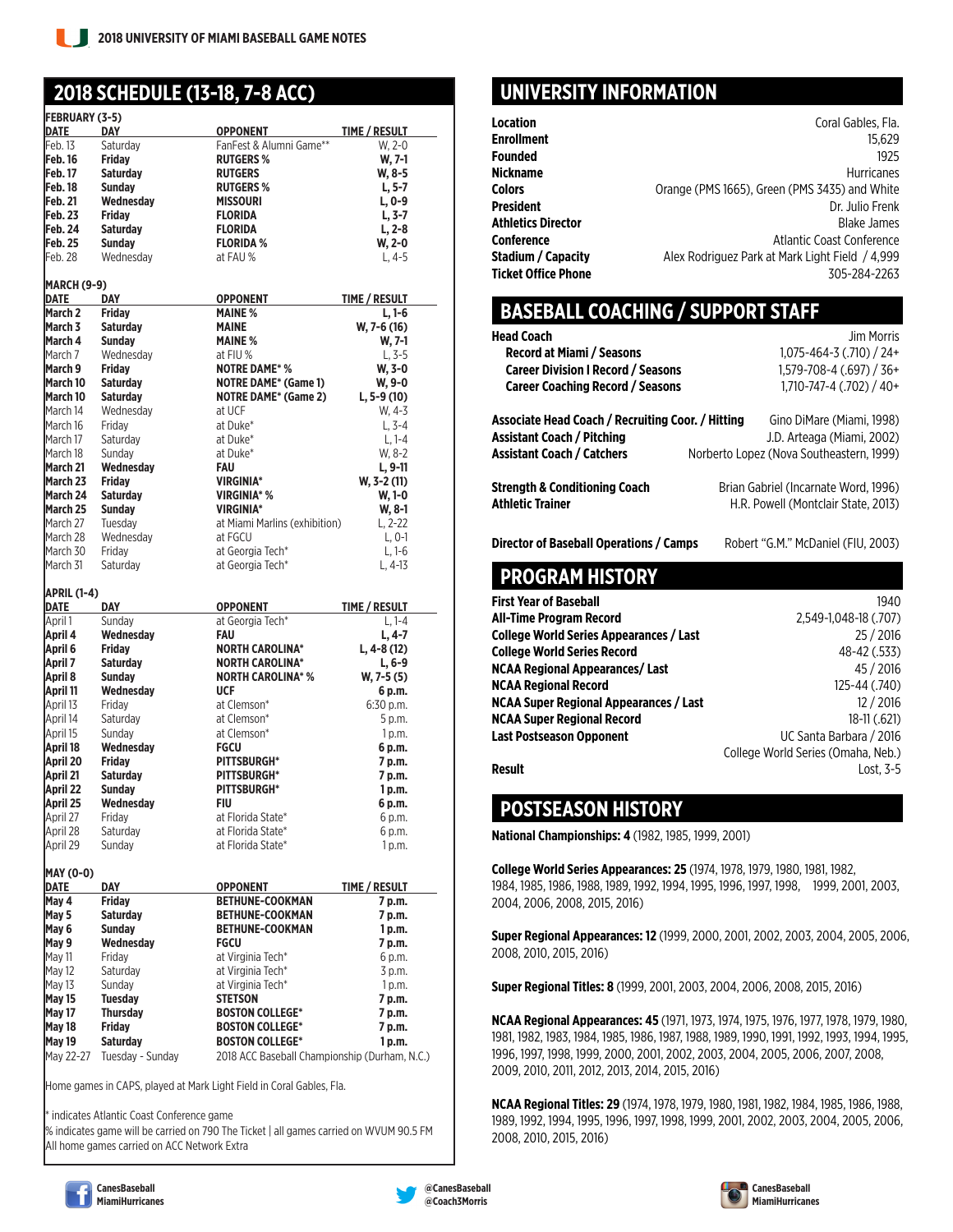## 2018 SCHEDULE (13-18, 7-8 ACC)

### FEBRUARY (3-5)

| DATE | DAY | OPPONENT | TIME / RESULT |
|---|---|---|---|
| Feb. 13 | Saturday | FanFest & Alumni Game** | W, 2-0 |
| **Feb. 16** | **Friday** | **RUTGERS %** | **W, 7-1** |
| **Feb. 17** | **Saturday** | **RUTGERS** | **W, 8-5** |
| **Feb. 18** | **Sunday** | **RUTGERS %** | **L, 5-7** |
| **Feb. 21** | **Wednesday** | **MISSOURI** | **L, 0-9** |
| **Feb. 23** | **Friday** | **FLORIDA** | **L, 3-7** |
| **Feb. 24** | **Saturday** | **FLORIDA** | **L, 2-8** |
| **Feb. 25** | **Sunday** | **FLORIDA %** | **W, 2-0** |
| Feb. 28 | Wednesday | at FAU % | L, 4-5 |

### MARCH (9-9)

| DATE | DAY | OPPONENT | TIME / RESULT |
|---|---|---|---|
| **March 2** | **Friday** | **MAINE %** | **L, 1-6** |
| **March 3** | **Saturday** | **MAINE** | **W, 7-6 (16)** |
| **March 4** | **Sunday** | **MAINE %** | **W, 7-1** |
| March 7 | Wednesday | at FIU % | L, 3-5 |
| **March 9** | **Friday** | **NOTRE DAME* %** | **W, 3-0** |
| **March 10** | **Saturday** | **NOTRE DAME* (Game 1)** | **W, 9-0** |
| **March 10** | **Saturday** | **NOTRE DAME* (Game 2)** | **L, 5-9 (10)** |
| March 14 | Wednesday | at UCF | W, 4-3 |
| March 16 | Friday | at Duke* | L, 3-4 |
| March 17 | Saturday | at Duke* | L, 1-4 |
| March 18 | Sunday | at Duke* | W, 8-2 |
| **March 21** | **Wednesday** | **FAU** | **L, 9-11** |
| **March 23** | **Friday** | **VIRGINIA*** | **W, 3-2 (11)** |
| **March 24** | **Saturday** | **VIRGINIA* %** | **W, 1-0** |
| **March 25** | **Sunday** | **VIRGINIA*** | **W, 8-1** |
| March 27 | Tuesday | at Miami Marlins (exhibition) | L, 2-22 |
| March 28 | Wednesday | at FGCU | L, 0-1 |
| March 30 | Friday | at Georgia Tech* | L, 1-6 |
| March 31 | Saturday | at Georgia Tech* | L, 4-13 |

### APRIL (1-4)

| DATE | DAY | OPPONENT | TIME / RESULT |
|---|---|---|---|
| April 1 | Sunday | at Georgia Tech* | L, 1-4 |
| **April 4** | **Wednesday** | **FAU** | **L, 4-7** |
| **April 6** | **Friday** | **NORTH CAROLINA*** | **L, 4-8 (12)** |
| **April 7** | **Saturday** | **NORTH CAROLINA*** | **L, 6-9** |
| **April 8** | **Sunday** | **NORTH CAROLINA* %** | **W, 7-5 (5)** |
| **April 11** | **Wednesday** | **UCF** | **6 p.m.** |
| April 13 | Friday | at Clemson* | 6:30 p.m. |
| April 14 | Saturday | at Clemson* | 5 p.m. |
| April 15 | Sunday | at Clemson* | 1 p.m. |
| **April 18** | **Wednesday** | **FGCU** | **6 p.m.** |
| **April 20** | **Friday** | **PITTSBURGH*** | **7 p.m.** |
| **April 21** | **Saturday** | **PITTSBURGH*** | **7 p.m.** |
| **April 22** | **Sunday** | **PITTSBURGH*** | **1 p.m.** |
| **April 25** | **Wednesday** | **FIU** | **6 p.m.** |
| April 27 | Friday | at Florida State* | 6 p.m. |
| April 28 | Saturday | at Florida State* | 6 p.m. |
| April 29 | Sunday | at Florida State* | 1 p.m. |

### MAY (0-0)

| DATE | DAY | OPPONENT | TIME / RESULT |
|---|---|---|---|
| **May 4** | **Friday** | **BETHUNE-COOKMAN** | **7 p.m.** |
| **May 5** | **Saturday** | **BETHUNE-COOKMAN** | **7 p.m.** |
| **May 6** | **Sunday** | **BETHUNE-COOKMAN** | **1 p.m.** |
| **May 9** | **Wednesday** | **FGCU** | **7 p.m.** |
| May 11 | Friday | at Virginia Tech* | 6 p.m. |
| May 12 | Saturday | at Virginia Tech* | 3 p.m. |
| May 13 | Sunday | at Virginia Tech* | 1 p.m. |
| **May 15** | **Tuesday** | **STETSON** | **7 p.m.** |
| **May 17** | **Thursday** | **BOSTON COLLEGE*** | **7 p.m.** |
| **May 18** | **Friday** | **BOSTON COLLEGE*** | **7 p.m.** |
| **May 19** | **Saturday** | **BOSTON COLLEGE*** | **1 p.m.** |
| May 22-27 | Tuesday - Sunday | 2018 ACC Baseball Championship (Durham, N.C.) | |

Home games in CAPS, played at Mark Light Field in Coral Gables, Fla.

* indicates Atlantic Coast Conference game
% indicates game will be carried on 790 The Ticket | all games carried on WVUM 90.5 FM
All home games carried on ACC Network Extra

## UNIVERSITY INFORMATION

| | |
|---|---|
| **Location** | Coral Gables, Fla. |
| **Enrollment** | 15,629 |
| **Founded** | 1925 |
| **Nickname** | Hurricanes |
| **Colors** | Orange (PMS 1665), Green (PMS 3435) and White |
| **President** | Dr. Julio Frenk |
| **Athletics Director** | Blake James |
| **Conference** | Atlantic Coast Conference |
| **Stadium / Capacity** | Alex Rodriguez Park at Mark Light Field / 4,999 |
| **Ticket Office Phone** | 305-284-2263 |

## BASEBALL COACHING / SUPPORT STAFF

| | |
|---|---|
| **Head Coach** | Jim Morris |
| **Record at Miami / Seasons** | 1,075-464-3 (.710) / 24+ |
| **Career Division I Record / Seasons** | 1,579-708-4 (.697) / 36+ |
| **Career Coaching Record / Seasons** | 1,710-747-4 (.702) / 40+ |
| **Associate Head Coach / Recruiting Coor. / Hitting** | Gino DiMare (Miami, 1998) |
| **Assistant Coach / Pitching** | J.D. Arteaga (Miami, 2002) |
| **Assistant Coach / Catchers** | Norberto Lopez (Nova Southeastern, 1999) |
| **Strength & Conditioning Coach** | Brian Gabriel (Incarnate Word, 1996) |
| **Athletic Trainer** | H.R. Powell (Montclair State, 2013) |
| **Director of Baseball Operations / Camps** | Robert "G.M." McDaniel (FIU, 2003) |

## PROGRAM HISTORY

| | |
|---|---|
| **First Year of Baseball** | 1940 |
| **All-Time Program Record** | 2,549-1,048-18 (.707) |
| **College World Series Appearances / Last** | 25 / 2016 |
| **College World Series Record** | 48-42 (.533) |
| **NCAA Regional Appearances/ Last** | 45 / 2016 |
| **NCAA Regional Record** | 125-44 (.740) |
| **NCAA Super Regional Appearances / Last** | 12 / 2016 |
| **NCAA Super Regional Record** | 18-11 (.621) |
| **Last Postseason Opponent** | UC Santa Barbara / 2016 College World Series (Omaha, Neb.) |
| **Result** | Lost, 3-5 |

## POSTSEASON HISTORY

**National Championships: 4** (1982, 1985, 1999, 2001)

**College World Series Appearances: 25** (1974, 1978, 1979, 1980, 1981, 1982, 1984, 1985, 1986, 1988, 1989, 1992, 1994, 1995, 1996, 1997, 1998, 1999, 2001, 2003, 2004, 2006, 2008, 2015, 2016)

**Super Regional Appearances: 12** (1999, 2000, 2001, 2002, 2003, 2004, 2005, 2006, 2008, 2010, 2015, 2016)

**Super Regional Titles: 8** (1999, 2001, 2003, 2004, 2006, 2008, 2015, 2016)

**NCAA Regional Appearances: 45** (1971, 1973, 1974, 1975, 1976, 1977, 1978, 1979, 1980, 1981, 1982, 1983, 1984, 1985, 1986, 1987, 1988, 1989, 1990, 1991, 1992, 1993, 1994, 1995, 1996, 1997, 1998, 1999, 2000, 2001, 2002, 2003, 2004, 2005, 2006, 2007, 2008, 2009, 2010, 2011, 2012, 2013, 2014, 2015, 2016)

**NCAA Regional Titles: 29** (1974, 1978, 1979, 1980, 1981, 1982, 1984, 1985, 1986, 1988, 1989, 1992, 1994, 1995, 1996, 1997, 1998, 1999, 2001, 2002, 2003, 2004, 2005, 2006, 2008, 2010, 2015, 2016)

CanesBaseball
MiamiHurricanes

@CanesBaseball
@Coach3Morris

CanesBaseball
MiamiHurricanes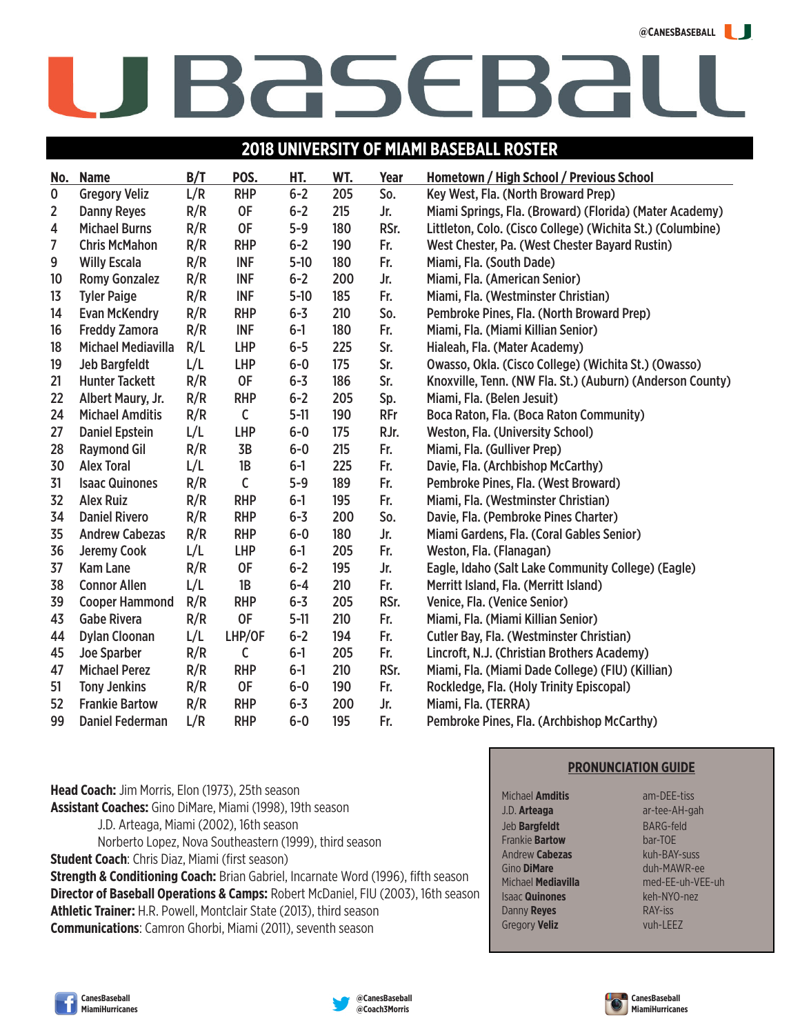@CANESBASEBALL

# U BASEBALL

## 2018 UNIVERSITY OF MIAMI BASEBALL ROSTER

| No. | Name | B/T | POS. | HT. | WT. | Year | Hometown / High School / Previous School |
|---|---|---|---|---|---|---|---|
| 0 | Gregory Veliz | L/R | RHP | 6-2 | 205 | So. | Key West, Fla. (North Broward Prep) |
| 2 | Danny Reyes | R/R | OF | 6-2 | 215 | Jr. | Miami Springs, Fla. (Broward) (Florida) (Mater Academy) |
| 4 | Michael Burns | R/R | OF | 5-9 | 180 | RSr. | Littleton, Colo. (Cisco College) (Wichita St.) (Columbine) |
| 7 | Chris McMahon | R/R | RHP | 6-2 | 190 | Fr. | West Chester, Pa. (West Chester Bayard Rustin) |
| 9 | Willy Escala | R/R | INF | 5-10 | 180 | Fr. | Miami, Fla. (South Dade) |
| 10 | Romy Gonzalez | R/R | INF | 6-2 | 200 | Jr. | Miami, Fla. (American Senior) |
| 13 | Tyler Paige | R/R | INF | 5-10 | 185 | Fr. | Miami, Fla. (Westminster Christian) |
| 14 | Evan McKendry | R/R | RHP | 6-3 | 210 | So. | Pembroke Pines, Fla. (North Broward Prep) |
| 16 | Freddy Zamora | R/R | INF | 6-1 | 180 | Fr. | Miami, Fla. (Miami Killian Senior) |
| 18 | Michael Mediavilla | R/L | LHP | 6-5 | 225 | Sr. | Hialeah, Fla. (Mater Academy) |
| 19 | Jeb Bargfeldt | L/L | LHP | 6-0 | 175 | Sr. | Owasso, Okla. (Cisco College) (Wichita St.) (Owasso) |
| 21 | Hunter Tackett | R/R | OF | 6-3 | 186 | Sr. | Knoxville, Tenn. (NW Fla. St.) (Auburn) (Anderson County) |
| 22 | Albert Maury, Jr. | R/R | RHP | 6-2 | 205 | Sp. | Miami, Fla. (Belen Jesuit) |
| 24 | Michael Amditis | R/R | C | 5-11 | 190 | RFr | Boca Raton, Fla. (Boca Raton Community) |
| 27 | Daniel Epstein | L/L | LHP | 6-0 | 175 | RJr. | Weston, Fla. (University School) |
| 28 | Raymond Gil | R/R | 3B | 6-0 | 215 | Fr. | Miami, Fla. (Gulliver Prep) |
| 30 | Alex Toral | L/L | 1B | 6-1 | 225 | Fr. | Davie, Fla. (Archbishop McCarthy) |
| 31 | Isaac Quinones | R/R | C | 5-9 | 189 | Fr. | Pembroke Pines, Fla. (West Broward) |
| 32 | Alex Ruiz | R/R | RHP | 6-1 | 195 | Fr. | Miami, Fla. (Westminster Christian) |
| 34 | Daniel Rivero | R/R | RHP | 6-3 | 200 | So. | Davie, Fla. (Pembroke Pines Charter) |
| 35 | Andrew Cabezas | R/R | RHP | 6-0 | 180 | Jr. | Miami Gardens, Fla. (Coral Gables Senior) |
| 36 | Jeremy Cook | L/L | LHP | 6-1 | 205 | Fr. | Weston, Fla. (Flanagan) |
| 37 | Kam Lane | R/R | OF | 6-2 | 195 | Jr. | Eagle, Idaho (Salt Lake Community College) (Eagle) |
| 38 | Connor Allen | L/L | 1B | 6-4 | 210 | Fr. | Merritt Island, Fla. (Merritt Island) |
| 39 | Cooper Hammond | R/R | RHP | 6-3 | 205 | RSr. | Venice, Fla. (Venice Senior) |
| 43 | Gabe Rivera | R/R | OF | 5-11 | 210 | Fr. | Miami, Fla. (Miami Killian Senior) |
| 44 | Dylan Cloonan | L/L | LHP/OF | 6-2 | 194 | Fr. | Cutler Bay, Fla. (Westminster Christian) |
| 45 | Joe Sparber | R/R | C | 6-1 | 205 | Fr. | Lincroft, N.J. (Christian Brothers Academy) |
| 47 | Michael Perez | R/R | RHP | 6-1 | 210 | RSr. | Miami, Fla. (Miami Dade College) (FIU) (Killian) |
| 51 | Tony Jenkins | R/R | OF | 6-0 | 190 | Fr. | Rockledge, Fla. (Holy Trinity Episcopal) |
| 52 | Frankie Bartow | R/R | RHP | 6-3 | 200 | Jr. | Miami, Fla. (TERRA) |
| 99 | Daniel Federman | L/R | RHP | 6-0 | 195 | Fr. | Pembroke Pines, Fla. (Archbishop McCarthy) |

**Head Coach:** Jim Morris, Elon (1973), 25th season
**Assistant Coaches:** Gino DiMare, Miami (1998), 19th season
J.D. Arteaga, Miami (2002), 16th season
Norberto Lopez, Nova Southeastern (1999), third season
**Student Coach**: Chris Diaz, Miami (first season)
**Strength & Conditioning Coach:** Brian Gabriel, Incarnate Word (1996), fifth season
**Director of Baseball Operations & Camps:** Robert McDaniel, FIU (2003), 16th season
**Athletic Trainer:** H.R. Powell, Montclair State (2013), third season
**Communications**: Camron Ghorbi, Miami (2011), seventh season

### PRONUNCIATION GUIDE

| Name | Pronunciation |
|---|---|
| Michael **Amditis** | am-DEE-tiss |
| J.D. **Arteaga** | ar-tee-AH-gah |
| Jeb **Bargfeldt** | BARG-feld |
| Frankie **Bartow** | bar-TOE |
| Andrew **Cabezas** | kuh-BAY-suss |
| Gino **DiMare** | duh-MAWR-ee |
| Michael **Mediavilla** | med-EE-uh-VEE-uh |
| Isaac **Quinones** | keh-NYO-nez |
| Danny **Reyes** | RAY-iss |
| Gregory **Veliz** | vuh-LEEZ |

CanesBaseball
MiamiHurricanes

@CanesBaseball
@Coach3Morris

CanesBaseball
MiamiHurricanes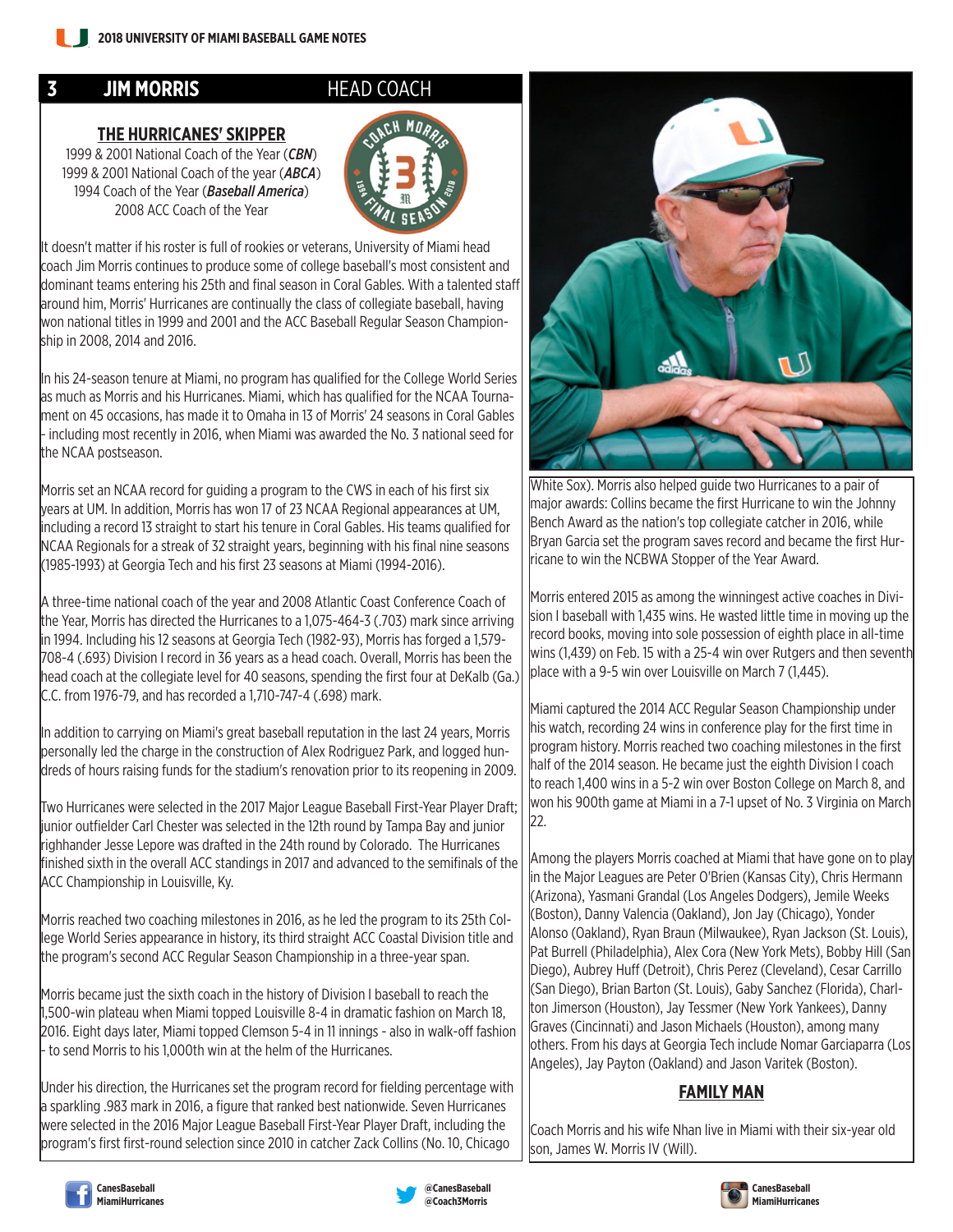# 3 JIM MORRIS — HEAD COACH

## THE HURRICANES' SKIPPER

1999 & 2001 National Coach of the Year (***CBN***)
1999 & 2001 National Coach of the year (***ABCA***)
1994 Coach of the Year (***Baseball America***)
2008 ACC Coach of the Year

It doesn't matter if his roster is full of rookies or veterans, University of Miami head coach Jim Morris continues to produce some of college baseball's most consistent and dominant teams entering his 25th and final season in Coral Gables. With a talented staff around him, Morris' Hurricanes are continually the class of collegiate baseball, having won national titles in 1999 and 2001 and the ACC Baseball Regular Season Championship in 2008, 2014 and 2016.

In his 24-season tenure at Miami, no program has qualified for the College World Series as much as Morris and his Hurricanes. Miami, which has qualified for the NCAA Tournament on 45 occasions, has made it to Omaha in 13 of Morris' 24 seasons in Coral Gables - including most recently in 2016, when Miami was awarded the No. 3 national seed for the NCAA postseason.

Morris set an NCAA record for guiding a program to the CWS in each of his first six years at UM. In addition, Morris has won 17 of 23 NCAA Regional appearances at UM, including a record 13 straight to start his tenure in Coral Gables. His teams qualified for NCAA Regionals for a streak of 32 straight years, beginning with his final nine seasons (1985-1993) at Georgia Tech and his first 23 seasons at Miami (1994-2016).

A three-time national coach of the year and 2008 Atlantic Coast Conference Coach of the Year, Morris has directed the Hurricanes to a 1,075-464-3 (.703) mark since arriving in 1994. Including his 12 seasons at Georgia Tech (1982-93), Morris has forged a 1,579-708-4 (.693) Division I record in 36 years as a head coach. Overall, Morris has been the head coach at the collegiate level for 40 seasons, spending the first four at DeKalb (Ga.) C.C. from 1976-79, and has recorded a 1,710-747-4 (.698) mark.

In addition to carrying on Miami's great baseball reputation in the last 24 years, Morris personally led the charge in the construction of Alex Rodriguez Park, and logged hundreds of hours raising funds for the stadium's renovation prior to its reopening in 2009.

Two Hurricanes were selected in the 2017 Major League Baseball First-Year Player Draft; junior outfielder Carl Chester was selected in the 12th round by Tampa Bay and junior righthander Jesse Lepore was drafted in the 24th round by Colorado. The Hurricanes finished sixth in the overall ACC standings in 2017 and advanced to the semifinals of the ACC Championship in Louisville, Ky.

Morris reached two coaching milestones in 2016, as he led the program to its 25th College World Series appearance in history, its third straight ACC Coastal Division title and the program's second ACC Regular Season Championship in a three-year span.

Morris became just the sixth coach in the history of Division I baseball to reach the 1,500-win plateau when Miami topped Louisville 8-4 in dramatic fashion on March 18, 2016. Eight days later, Miami topped Clemson 5-4 in 11 innings - also in walk-off fashion - to send Morris to his 1,000th win at the helm of the Hurricanes.

Under his direction, the Hurricanes set the program record for fielding percentage with a sparkling .983 mark in 2016, a figure that ranked best nationwide. Seven Hurricanes were selected in the 2016 Major League Baseball First-Year Player Draft, including the program's first first-round selection since 2010 in catcher Zack Collins (No. 10, Chicago White Sox). Morris also helped guide two Hurricanes to a pair of major awards: Collins became the first Hurricane to win the Johnny Bench Award as the nation's top collegiate catcher in 2016, while Bryan Garcia set the program saves record and became the first Hurricane to win the NCBWA Stopper of the Year Award.

Morris entered 2015 as among the winningest active coaches in Division I baseball with 1,435 wins. He wasted little time in moving up the record books, moving into sole possession of eighth place in all-time wins (1,439) on Feb. 15 with a 25-4 win over Rutgers and then seventh place with a 9-5 win over Louisville on March 7 (1,445).

Miami captured the 2014 ACC Regular Season Championship under his watch, recording 24 wins in conference play for the first time in program history. Morris reached two coaching milestones in the first half of the 2014 season. He became just the eighth Division I coach to reach 1,400 wins in a 5-2 win over Boston College on March 8, and won his 900th game at Miami in a 7-1 upset of No. 3 Virginia on March 22.

Among the players Morris coached at Miami that have gone on to play in the Major Leagues are Peter O'Brien (Kansas City), Chris Hermann (Arizona), Yasmani Grandal (Los Angeles Dodgers), Jemile Weeks (Boston), Danny Valencia (Oakland), Jon Jay (Chicago), Yonder Alonso (Oakland), Ryan Braun (Milwaukee), Ryan Jackson (St. Louis), Pat Burrell (Philadelphia), Alex Cora (New York Mets), Bobby Hill (San Diego), Aubrey Huff (Detroit), Chris Perez (Cleveland), Cesar Carrillo (San Diego), Brian Barton (St. Louis), Gaby Sanchez (Florida), Charlton Jimerson (Houston), Jay Tessmer (New York Yankees), Danny Graves (Cincinnati) and Jason Michaels (Houston), among many others. From his days at Georgia Tech include Nomar Garciaparra (Los Angeles), Jay Payton (Oakland) and Jason Varitek (Boston).

## FAMILY MAN

Coach Morris and his wife Nhan live in Miami with their six-year old son, James W. Morris IV (Will).

CanesBaseball
MiamiHurricanes

@CanesBaseball
@Coach3Morris

CanesBaseball
MiamiHurricanes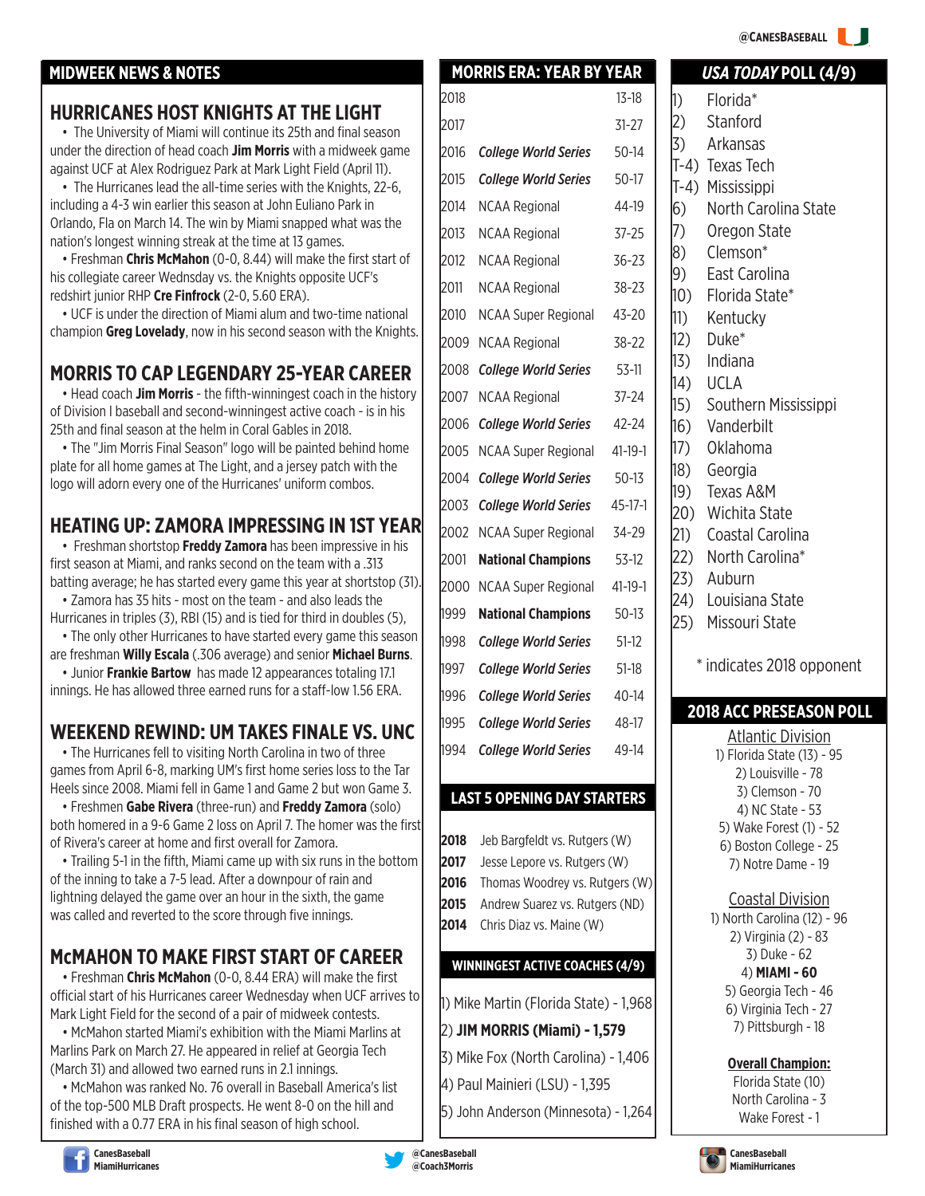## MIDWEEK NEWS & NOTES

### HURRICANES HOST KNIGHTS AT THE LIGHT

- The University of Miami will continue its 25th and final season under the direction of head coach **Jim Morris** with a midweek game against UCF at Alex Rodriguez Park at Mark Light Field (April 11).
- The Hurricanes lead the all-time series with the Knights, 22-6, including a 4-3 win earlier this season at John Euliano Park in Orlando, Fla on March 14. The win by Miami snapped what was the nation's longest winning streak at the time at 13 games.
- Freshman **Chris McMahon** (0-0, 8.44) will make the first start of his collegiate career Wednsday vs. the Knights opposite UCF's redshirt junior RHP **Cre Finfrock** (2-0, 5.60 ERA).
- UCF is under the direction of Miami alum and two-time national champion **Greg Lovelady**, now in his second season with the Knights.

### MORRIS TO CAP LEGENDARY 25-YEAR CAREER

- Head coach **Jim Morris** - the fifth-winningest coach in the history of Division I baseball and second-winningest active coach - is in his 25th and final season at the helm in Coral Gables in 2018.
- The "Jim Morris Final Season" logo will be painted behind home plate for all home games at The Light, and a jersey patch with the logo will adorn every one of the Hurricanes' uniform combos.

### HEATING UP: ZAMORA IMPRESSING IN 1ST YEAR

- Freshman shortstop **Freddy Zamora** has been impressive in his first season at Miami, and ranks second on the team with a .313 batting average; he has started every game this year at shortstop (31).
- Zamora has 35 hits - most on the team - and also leads the Hurricanes in triples (3), RBI (15) and is tied for third in doubles (5),
- The only other Hurricanes to have started every game this season are freshman **Willy Escala** (.306 average) and senior **Michael Burns**.
- Junior **Frankie Bartow** has made 12 appearances totaling 17.1 innings. He has allowed three earned runs for a staff-low 1.56 ERA.

### WEEKEND REWIND: UM TAKES FINALE VS. UNC

- The Hurricanes fell to visiting North Carolina in two of three games from April 6-8, marking UM's first home series loss to the Tar Heels since 2008. Miami fell in Game 1 and Game 2 but won Game 3.
- Freshmen **Gabe Rivera** (three-run) and **Freddy Zamora** (solo) both homered in a 9-6 Game 2 loss on April 7. The homer was the first of Rivera's career at home and first overall for Zamora.
- Trailing 5-1 in the fifth, Miami came up with six runs in the bottom of the inning to take a 7-5 lead. After a downpour of rain and lightning delayed the game over an hour in the sixth, the game was called and reverted to the score through five innings.

### McMAHON TO MAKE FIRST START OF CAREER

- Freshman **Chris McMahon** (0-0, 8.44 ERA) will make the first official start of his Hurricanes career Wednesday when UCF arrives to Mark Light Field for the second of a pair of midweek contests.
- McMahon started Miami's exhibition with the Miami Marlins at Marlins Park on March 27. He appeared in relief at Georgia Tech (March 31) and allowed two earned runs in 2.1 innings.
- McMahon was ranked No. 76 overall in Baseball America's list of the top-500 MLB Draft prospects. He went 8-0 on the hill and finished with a 0.77 ERA in his final season of high school.

## MORRIS ERA: YEAR BY YEAR

| Year | Postseason | Record |
|---|---|---|
| 2018 | | 13-18 |
| 2017 | | 31-27 |
| 2016 | *College World Series* | 50-14 |
| 2015 | *College World Series* | 50-17 |
| 2014 | NCAA Regional | 44-19 |
| 2013 | NCAA Regional | 37-25 |
| 2012 | NCAA Regional | 36-23 |
| 2011 | NCAA Regional | 38-23 |
| 2010 | NCAA Super Regional | 43-20 |
| 2009 | NCAA Regional | 38-22 |
| 2008 | *College World Series* | 53-11 |
| 2007 | NCAA Regional | 37-24 |
| 2006 | *College World Series* | 42-24 |
| 2005 | NCAA Super Regional | 41-19-1 |
| 2004 | *College World Series* | 50-13 |
| 2003 | *College World Series* | 45-17-1 |
| 2002 | NCAA Super Regional | 34-29 |
| 2001 | **National Champions** | 53-12 |
| 2000 | NCAA Super Regional | 41-19-1 |
| 1999 | **National Champions** | 50-13 |
| 1998 | *College World Series* | 51-12 |
| 1997 | *College World Series* | 51-18 |
| 1996 | *College World Series* | 40-14 |
| 1995 | *College World Series* | 48-17 |
| 1994 | *College World Series* | 49-14 |

## LAST 5 OPENING DAY STARTERS

| Year | Starter |
|---|---|
| **2018** | Jeb Bargfeldt vs. Rutgers (W) |
| **2017** | Jesse Lepore vs. Rutgers (W) |
| **2016** | Thomas Woodrey vs. Rutgers (W) |
| **2015** | Andrew Suarez vs. Rutgers (ND) |
| **2014** | Chris Diaz vs. Maine (W) |

## WINNINGEST ACTIVE COACHES (4/9)

1) Mike Martin (Florida State) - 1,968
2) **JIM MORRIS (Miami) - 1,579**
3) Mike Fox (North Carolina) - 1,406
4) Paul Mainieri (LSU) - 1,395
5) John Anderson (Minnesota) - 1,264

## *USA TODAY* POLL (4/9)

1) Florida*
2) Stanford
3) Arkansas
T-4) Texas Tech
T-4) Mississippi
6) North Carolina State
7) Oregon State
8) Clemson*
9) East Carolina
10) Florida State*
11) Kentucky
12) Duke*
13) Indiana
14) UCLA
15) Southern Mississippi
16) Vanderbilt
17) Oklahoma
18) Georgia
19) Texas A&M
20) Wichita State
21) Coastal Carolina
22) North Carolina*
23) Auburn
24) Louisiana State
25) Missouri State

\* indicates 2018 opponent

## 2018 ACC PRESEASON POLL

**Atlantic Division**

1) Florida State (13) - 95
2) Louisville - 78
3) Clemson - 70
4) NC State - 53
5) Wake Forest (1) - 52
6) Boston College - 25
7) Notre Dame - 19

**Coastal Division**

1) North Carolina (12) - 96
2) Virginia (2) - 83
3) Duke - 62
4) **MIAMI - 60**
5) Georgia Tech - 46
6) Virginia Tech - 27
7) Pittsburgh - 18

**Overall Champion:**

Florida State (10)
North Carolina - 3
Wake Forest - 1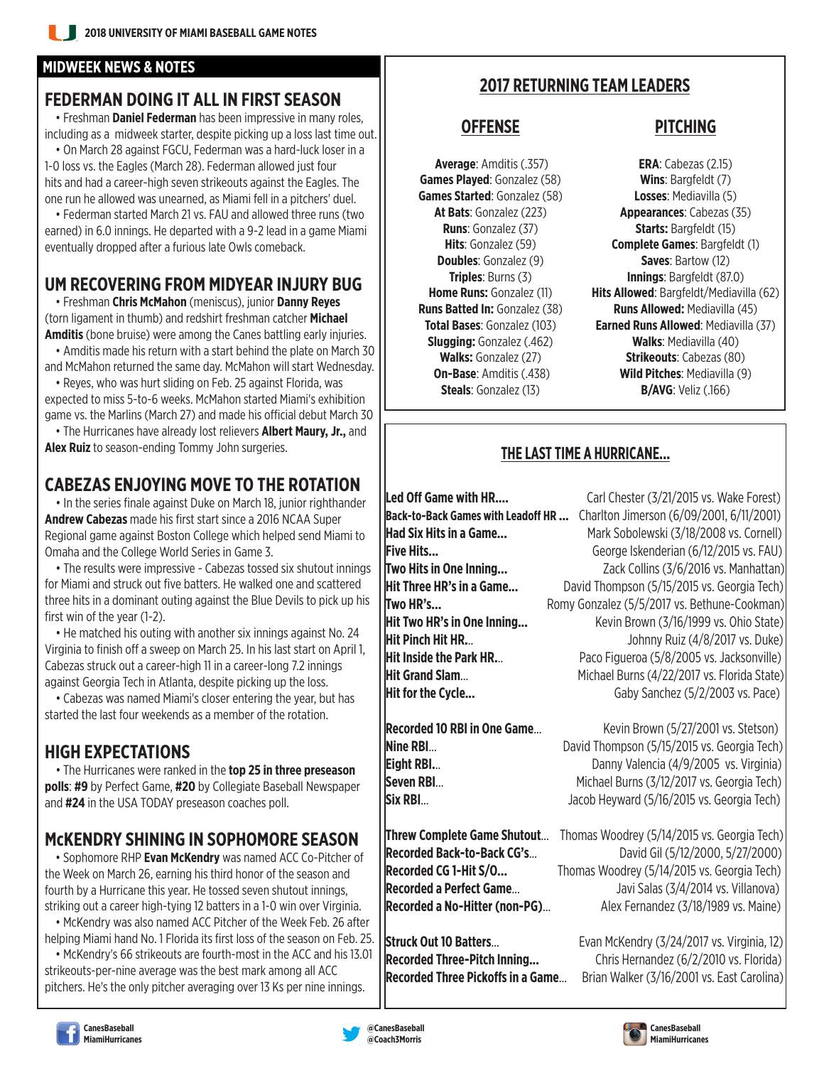## MIDWEEK NEWS & NOTES

### FEDERMAN DOING IT ALL IN FIRST SEASON

• Freshman **Daniel Federman** has been impressive in many roles, including as a midweek starter, despite picking up a loss last time out.

• On March 28 against FGCU, Federman was a hard-luck loser in a 1-0 loss vs. the Eagles (March 28). Federman allowed just four hits and had a career-high seven strikeouts against the Eagles. The one run he allowed was unearned, as Miami fell in a pitchers' duel.

• Federman started March 21 vs. FAU and allowed three runs (two earned) in 6.0 innings. He departed with a 9-2 lead in a game Miami eventually dropped after a furious late Owls comeback.

### UM RECOVERING FROM MIDYEAR INJURY BUG

• Freshman **Chris McMahon** (meniscus), junior **Danny Reyes** (torn ligament in thumb) and redshirt freshman catcher **Michael Amditis** (bone bruise) were among the Canes battling early injuries.

• Amditis made his return with a start behind the plate on March 30 and McMahon returned the same day. McMahon will start Wednesday.

• Reyes, who was hurt sliding on Feb. 25 against Florida, was expected to miss 5-to-6 weeks. McMahon started Miami's exhibition game vs. the Marlins (March 27) and made his official debut March 30

• The Hurricanes have already lost relievers **Albert Maury, Jr.,** and **Alex Ruiz** to season-ending Tommy John surgeries.

### CABEZAS ENJOYING MOVE TO THE ROTATION

• In the series finale against Duke on March 18, junior righthander **Andrew Cabezas** made his first start since a 2016 NCAA Super Regional game against Boston College which helped send Miami to Omaha and the College World Series in Game 3.

• The results were impressive - Cabezas tossed six shutout innings for Miami and struck out five batters. He walked one and scattered three hits in a dominant outing against the Blue Devils to pick up his first win of the year (1-2).

• He matched his outing with another six innings against No. 24 Virginia to finish off a sweep on March 25. In his last start on April 1, Cabezas struck out a career-high 11 in a career-long 7.2 innings against Georgia Tech in Atlanta, despite picking up the loss.

• Cabezas was named Miami's closer entering the year, but has started the last four weekends as a member of the rotation.

### HIGH EXPECTATIONS

• The Hurricanes were ranked in the **top 25 in three preseason polls**: **#9** by Perfect Game, **#20** by Collegiate Baseball Newspaper and **#24** in the USA TODAY preseason coaches poll.

### McKENDRY SHINING IN SOPHOMORE SEASON

• Sophomore RHP **Evan McKendry** was named ACC Co-Pitcher of the Week on March 26, earning his third honor of the season and fourth by a Hurricane this year. He tossed seven shutout innings, striking out a career high-tying 12 batters in a 1-0 win over Virginia.

• McKendry was also named ACC Pitcher of the Week Feb. 26 after helping Miami hand No. 1 Florida its first loss of the season on Feb. 25.

• McKendry's 66 strikeouts are fourth-most in the ACC and his 13.01 strikeouts-per-nine average was the best mark among all ACC pitchers. He's the only pitcher averaging over 13 Ks per nine innings.

## 2017 RETURNING TEAM LEADERS

### OFFENSE

**Average**: Amditis (.357)
**Games Played**: Gonzalez (58)
**Games Started**: Gonzalez (58)
**At Bats**: Gonzalez (223)
**Runs**: Gonzalez (37)
**Hits**: Gonzalez (59)
**Doubles**: Gonzalez (9)
**Triples**: Burns (3)
**Home Runs:** Gonzalez (11)
**Runs Batted In:** Gonzalez (38)
**Total Bases**: Gonzalez (103)
**Slugging:** Gonzalez (.462)
**Walks:** Gonzalez (27)
**On-Base**: Amditis (.438)
**Steals**: Gonzalez (13)

### PITCHING

**ERA**: Cabezas (2.15)
**Wins**: Bargfeldt (7)
**Losses**: Mediavilla (5)
**Appearances**: Cabezas (35)
**Starts:** Bargfeldt (15)
**Complete Games**: Bargfeldt (1)
**Saves**: Bartow (12)
**Innings**: Bargfeldt (87.0)
**Hits Allowed**: Bargfeldt/Mediavilla (62)
**Runs Allowed:** Mediavilla (45)
**Earned Runs Allowed**: Mediavilla (37)
**Walks**: Mediavilla (40)
**Strikeouts**: Cabezas (80)
**Wild Pitches**: Mediavilla (9)
**B/AVG**: Veliz (.166)

## THE LAST TIME A HURRICANE...

| | |
|---|---|
| **Led Off Game with HR....** | Carl Chester (3/21/2015 vs. Wake Forest) |
| **Back-to-Back Games with Leadoff HR ...** | Charlton Jimerson (6/09/2001, 6/11/2001) |
| **Had Six Hits in a Game...** | Mark Sobolewski (3/18/2008 vs. Cornell) |
| **Five Hits...** | George Iskenderian (6/12/2015 vs. FAU) |
| **Two Hits in One Inning...** | Zack Collins (3/6/2016 vs. Manhattan) |
| **Hit Three HR's in a Game...** | David Thompson (5/15/2015 vs. Georgia Tech) |
| **Two HR's...** | Romy Gonzalez (5/5/2017 vs. Bethune-Cookman) |
| **Hit Two HR's in One Inning...** | Kevin Brown (3/16/1999 vs. Ohio State) |
| **Hit Pinch Hit HR...** | Johnny Ruiz (4/8/2017 vs. Duke) |
| **Hit Inside the Park HR...** | Paco Figueroa (5/8/2005 vs. Jacksonville) |
| **Hit Grand Slam...** | Michael Burns (4/22/2017 vs. Florida State) |
| **Hit for the Cycle...** | Gaby Sanchez (5/2/2003 vs. Pace) |
| **Recorded 10 RBI in One Game...** | Kevin Brown (5/27/2001 vs. Stetson) |
| **Nine RBI...** | David Thompson (5/15/2015 vs. Georgia Tech) |
| **Eight RBI...** | Danny Valencia (4/9/2005 vs. Virginia) |
| **Seven RBI...** | Michael Burns (3/12/2017 vs. Georgia Tech) |
| **Six RBI...** | Jacob Heyward (5/16/2015 vs. Georgia Tech) |
| **Threw Complete Game Shutout...** | Thomas Woodrey (5/14/2015 vs. Georgia Tech) |
| **Recorded Back-to-Back CG's...** | David Gil (5/12/2000, 5/27/2000) |
| **Recorded CG 1-Hit S/O...** | Thomas Woodrey (5/14/2015 vs. Georgia Tech) |
| **Recorded a Perfect Game...** | Javi Salas (3/4/2014 vs. Villanova) |
| **Recorded a No-Hitter (non-PG)...** | Alex Fernandez (3/18/1989 vs. Maine) |
| **Struck Out 10 Batters...** | Evan McKendry (3/24/2017 vs. Virginia, 12) |
| **Recorded Three-Pitch Inning...** | Chris Hernandez (6/2/2010 vs. Florida) |
| **Recorded Three Pickoffs in a Game...** | Brian Walker (3/16/2001 vs. East Carolina) |

CanesBaseball
MiamiHurricanes

@CanesBaseball
@Coach3Morris

CanesBaseball
MiamiHurricanes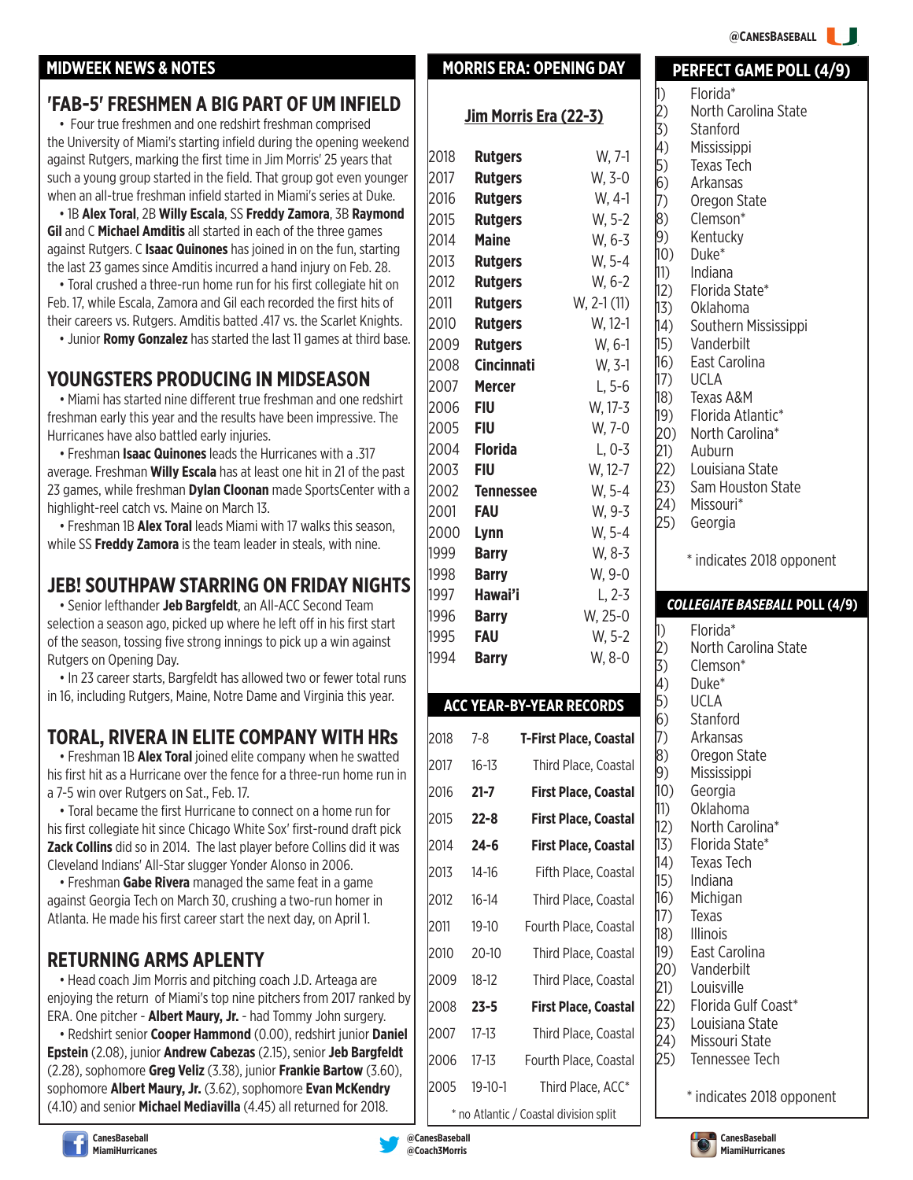## MIDWEEK NEWS & NOTES

### 'FAB-5' FRESHMEN A BIG PART OF UM INFIELD

• Four true freshmen and one redshirt freshman comprised the University of Miami's starting infield during the opening weekend against Rutgers, marking the first time in Jim Morris' 25 years that such a young group started in the field. That group got even younger when an all-true freshman infield started in Miami's series at Duke.

• 1B **Alex Toral**, 2B **Willy Escala**, SS **Freddy Zamora**, 3B **Raymond Gil** and C **Michael Amditis** all started in each of the three games against Rutgers. C **Isaac Quinones** has joined in on the fun, starting the last 23 games since Amditis incurred a hand injury on Feb. 28.

• Toral crushed a three-run home run for his first collegiate hit on Feb. 17, while Escala, Zamora and Gil each recorded the first hits of their careers vs. Rutgers. Amditis batted .417 vs. the Scarlet Knights.

• Junior **Romy Gonzalez** has started the last 11 games at third base.

### YOUNGSTERS PRODUCING IN MIDSEASON

• Miami has started nine different true freshman and one redshirt freshman early this year and the results have been impressive. The Hurricanes have also battled early injuries.

• Freshman **Isaac Quinones** leads the Hurricanes with a .317 average. Freshman **Willy Escala** has at least one hit in 21 of the past 23 games, while freshman **Dylan Cloonan** made SportsCenter with a highlight-reel catch vs. Maine on March 13.

• Freshman 1B **Alex Toral** leads Miami with 17 walks this season, while SS **Freddy Zamora** is the team leader in steals, with nine.

### JEB! SOUTHPAW STARRING ON FRIDAY NIGHTS

• Senior lefthander **Jeb Bargfeldt**, an All-ACC Second Team selection a season ago, picked up where he left off in his first start of the season, tossing five strong innings to pick up a win against Rutgers on Opening Day.

• In 23 career starts, Bargfeldt has allowed two or fewer total runs in 16, including Rutgers, Maine, Notre Dame and Virginia this year.

### TORAL, RIVERA IN ELITE COMPANY WITH HRs

• Freshman 1B **Alex Toral** joined elite company when he swatted his first hit as a Hurricane over the fence for a three-run home run in a 7-5 win over Rutgers on Sat., Feb. 17.

• Toral became the first Hurricane to connect on a home run for his first collegiate hit since Chicago White Sox' first-round draft pick **Zack Collins** did so in 2014. The last player before Collins did it was Cleveland Indians' All-Star slugger Yonder Alonso in 2006.

• Freshman **Gabe Rivera** managed the same feat in a game against Georgia Tech on March 30, crushing a two-run homer in Atlanta. He made his first career start the next day, on April 1.

### RETURNING ARMS APLENTY

• Head coach Jim Morris and pitching coach J.D. Arteaga are enjoying the return of Miami's top nine pitchers from 2017 ranked by ERA. One pitcher - **Albert Maury, Jr.** - had Tommy John surgery.

• Redshirt senior **Cooper Hammond** (0.00), redshirt junior **Daniel Epstein** (2.08), junior **Andrew Cabezas** (2.15), senior **Jeb Bargfeldt** (2.28), sophomore **Greg Veliz** (3.38), junior **Frankie Bartow** (3.60), sophomore **Albert Maury, Jr.** (3.62), sophomore **Evan McKendry** (4.10) and senior **Michael Mediavilla** (4.45) all returned for 2018.

## MORRIS ERA: OPENING DAY

**Jim Morris Era (22-3)**

| Year | Opponent | Result |
|---|---|---|
| 2018 | **Rutgers** | W, 7-1 |
| 2017 | **Rutgers** | W, 3-0 |
| 2016 | **Rutgers** | W, 4-1 |
| 2015 | **Rutgers** | W, 5-2 |
| 2014 | **Maine** | W, 6-3 |
| 2013 | **Rutgers** | W, 5-4 |
| 2012 | **Rutgers** | W, 6-2 |
| 2011 | **Rutgers** | W, 2-1 (11) |
| 2010 | **Rutgers** | W, 12-1 |
| 2009 | **Rutgers** | W, 6-1 |
| 2008 | **Cincinnati** | W, 3-1 |
| 2007 | **Mercer** | L, 5-6 |
| 2006 | **FIU** | W, 17-3 |
| 2005 | **FIU** | W, 7-0 |
| 2004 | **Florida** | L, 0-3 |
| 2003 | **FIU** | W, 12-7 |
| 2002 | **Tennessee** | W, 5-4 |
| 2001 | **FAU** | W, 9-3 |
| 2000 | **Lynn** | W, 5-4 |
| 1999 | **Barry** | W, 8-3 |
| 1998 | **Barry** | W, 9-0 |
| 1997 | **Hawai'i** | L, 2-3 |
| 1996 | **Barry** | W, 25-0 |
| 1995 | **FAU** | W, 5-2 |
| 1994 | **Barry** | W, 8-0 |

## ACC YEAR-BY-YEAR RECORDS

| Year | Record | Finish |
|---|---|---|
| 2018 | 7-8 | **T-First Place, Coastal** |
| 2017 | 16-13 | Third Place, Coastal |
| 2016 | **21-7** | **First Place, Coastal** |
| 2015 | **22-8** | **First Place, Coastal** |
| 2014 | **24-6** | **First Place, Coastal** |
| 2013 | 14-16 | Fifth Place, Coastal |
| 2012 | 16-14 | Third Place, Coastal |
| 2011 | 19-10 | Fourth Place, Coastal |
| 2010 | 20-10 | Third Place, Coastal |
| 2009 | 18-12 | Third Place, Coastal |
| 2008 | **23-5** | **First Place, Coastal** |
| 2007 | 17-13 | Third Place, Coastal |
| 2006 | 17-13 | Fourth Place, Coastal |
| 2005 | 19-10-1 | Third Place, ACC* |

* no Atlantic / Coastal division split

## PERFECT GAME POLL (4/9)

1) Florida*
2) North Carolina State
3) Stanford
4) Mississippi
5) Texas Tech
6) Arkansas
7) Oregon State
8) Clemson*
9) Kentucky
10) Duke*
11) Indiana
12) Florida State*
13) Oklahoma
14) Southern Mississippi
15) Vanderbilt
16) East Carolina
17) UCLA
18) Texas A&M
19) Florida Atlantic*
20) North Carolina*
21) Auburn
22) Louisiana State
23) Sam Houston State
24) Missouri*
25) Georgia

* indicates 2018 opponent

## *COLLEGIATE BASEBALL* POLL (4/9)

1) Florida*
2) North Carolina State
3) Clemson*
4) Duke*
5) UCLA
6) Stanford
7) Arkansas
8) Oregon State
9) Mississippi
10) Georgia
11) Oklahoma
12) North Carolina*
13) Florida State*
14) Texas Tech
15) Indiana
16) Michigan
17) Texas
18) Illinois
19) East Carolina
20) Vanderbilt
21) Louisville
22) Florida Gulf Coast*
23) Louisiana State
24) Missouri State
25) Tennessee Tech

* indicates 2018 opponent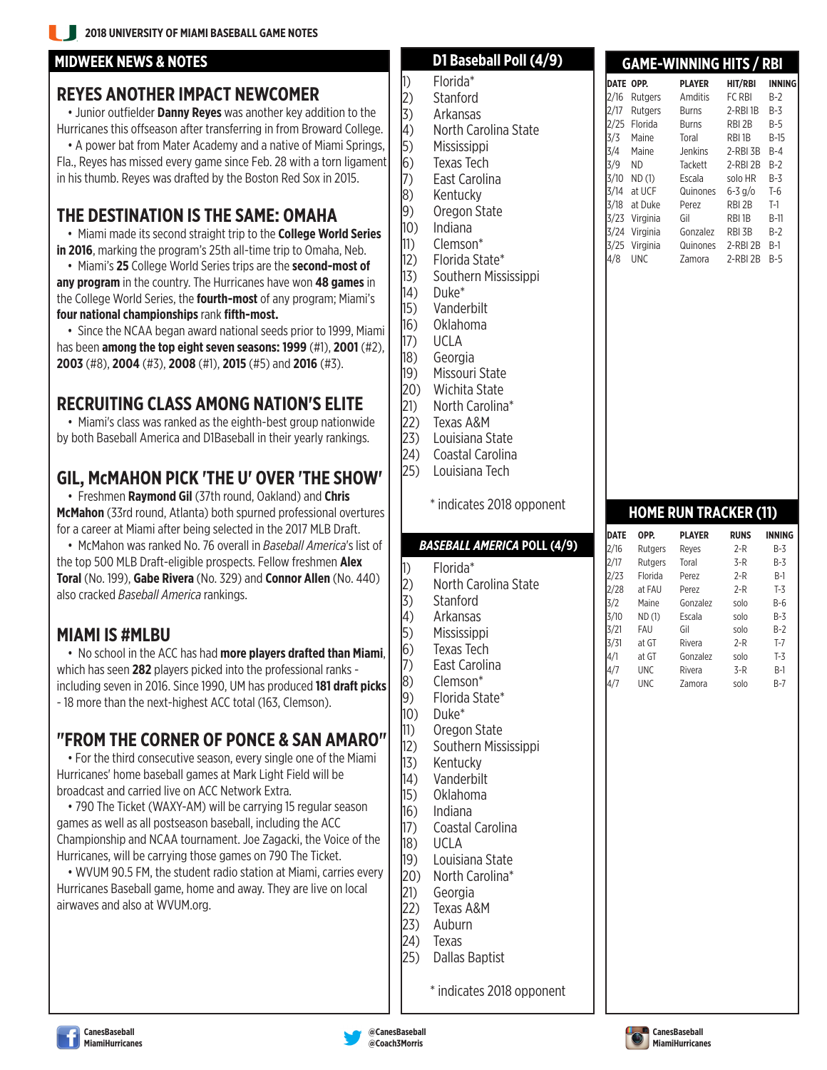## MIDWEEK NEWS & NOTES

### REYES ANOTHER IMPACT NEWCOMER

• Junior outfielder **Danny Reyes** was another key addition to the Hurricanes this offseason after transferring in from Broward College.

• A power bat from Mater Academy and a native of Miami Springs, Fla., Reyes has missed every game since Feb. 28 with a torn ligament in his thumb. Reyes was drafted by the Boston Red Sox in 2015.

### THE DESTINATION IS THE SAME: OMAHA

• Miami made its second straight trip to the **College World Series in 2016**, marking the program's 25th all-time trip to Omaha, Neb.

• Miami's **25** College World Series trips are the **second-most of any program** in the country. The Hurricanes have won **48 games** in the College World Series, the **fourth-most** of any program; Miami's **four national championships** rank **fifth-most.**

• Since the NCAA began award national seeds prior to 1999, Miami has been **among the top eight seven seasons: 1999** (#1), **2001** (#2), **2003** (#8), **2004** (#3), **2008** (#1), **2015** (#5) and **2016** (#3).

### RECRUITING CLASS AMONG NATION'S ELITE

• Miami's class was ranked as the eighth-best group nationwide by both Baseball America and D1Baseball in their yearly rankings.

### GIL, McMAHON PICK 'THE U' OVER 'THE SHOW'

• Freshmen **Raymond Gil** (37th round, Oakland) and **Chris McMahon** (33rd round, Atlanta) both spurned professional overtures for a career at Miami after being selected in the 2017 MLB Draft.

• McMahon was ranked No. 76 overall in *Baseball America*'s list of the top 500 MLB Draft-eligible prospects. Fellow freshmen **Alex Toral** (No. 199), **Gabe Rivera** (No. 329) and **Connor Allen** (No. 440) also cracked *Baseball America* rankings.

### MIAMI IS #MLBU

• No school in the ACC has had **more players drafted than Miami**, which has seen **282** players picked into the professional ranks - including seven in 2016. Since 1990, UM has produced **181 draft picks** - 18 more than the next-highest ACC total (163, Clemson).

### "FROM THE CORNER OF PONCE & SAN AMARO"

• For the third consecutive season, every single one of the Miami Hurricanes' home baseball games at Mark Light Field will be broadcast and carried live on ACC Network Extra.

• 790 The Ticket (WAXY-AM) will be carrying 15 regular season games as well as all postseason baseball, including the ACC Championship and NCAA tournament. Joe Zagacki, the Voice of the Hurricanes, will be carrying those games on 790 The Ticket.

• WVUM 90.5 FM, the student radio station at Miami, carries every Hurricanes Baseball game, home and away. They are live on local airwaves and also at WVUM.org.

## D1 Baseball Poll (4/9)

1) Florida*
2) Stanford
3) Arkansas
4) North Carolina State
5) Mississippi
6) Texas Tech
7) East Carolina
8) Kentucky
9) Oregon State
10) Indiana
11) Clemson*
12) Florida State*
13) Southern Mississippi
14) Duke*
15) Vanderbilt
16) Oklahoma
17) UCLA
18) Georgia
19) Missouri State
20) Wichita State
21) North Carolina*
22) Texas A&M
23) Louisiana State
24) Coastal Carolina
25) Louisiana Tech

\* indicates 2018 opponent

## *BASEBALL AMERICA* POLL (4/9)

1) Florida*
2) North Carolina State
3) Stanford
4) Arkansas
5) Mississippi
6) Texas Tech
7) East Carolina
8) Clemson*
9) Florida State*
10) Duke*
11) Oregon State
12) Southern Mississippi
13) Kentucky
14) Vanderbilt
15) Oklahoma
16) Indiana
17) Coastal Carolina
18) UCLA
19) Louisiana State
20) North Carolina*
21) Georgia
22) Texas A&M
23) Auburn
24) Texas
25) Dallas Baptist

\* indicates 2018 opponent

## GAME-WINNING HITS / RBI

| DATE | OPP. | PLAYER | HIT/RBI | INNING |
|---|---|---|---|---|
| 2/16 | Rutgers | Amditis | FC RBI | B-2 |
| 2/17 | Rutgers | Burns | 2-RBI 1B | B-3 |
| 2/25 | Florida | Burns | RBI 2B | B-5 |
| 3/3 | Maine | Toral | RBI 1B | B-15 |
| 3/4 | Maine | Jenkins | 2-RBI 3B | B-4 |
| 3/9 | ND | Tackett | 2-RBI 2B | B-2 |
| 3/10 | ND (1) | Escala | solo HR | B-3 |
| 3/14 | at UCF | Quinones | 6-3 g/o | T-6 |
| 3/18 | at Duke | Perez | RBI 2B | T-1 |
| 3/23 | Virginia | Gil | RBI 1B | B-11 |
| 3/24 | Virginia | Gonzalez | RBI 3B | B-2 |
| 3/25 | Virginia | Quinones | 2-RBI 2B | B-1 |
| 4/8 | UNC | Zamora | 2-RBI 2B | B-5 |

## HOME RUN TRACKER (11)

| DATE | OPP. | PLAYER | RUNS | INNING |
|---|---|---|---|---|
| 2/16 | Rutgers | Reyes | 2-R | B-3 |
| 2/17 | Rutgers | Toral | 3-R | B-3 |
| 2/23 | Florida | Perez | 2-R | B-1 |
| 2/28 | at FAU | Perez | 2-R | T-3 |
| 3/2 | Maine | Gonzalez | solo | B-6 |
| 3/10 | ND (1) | Escala | solo | B-3 |
| 3/21 | FAU | Gil | solo | B-2 |
| 3/31 | at GT | Rivera | 2-R | T-7 |
| 4/1 | at GT | Gonzalez | solo | T-3 |
| 4/7 | UNC | Rivera | 3-R | B-1 |
| 4/7 | UNC | Zamora | solo | B-7 |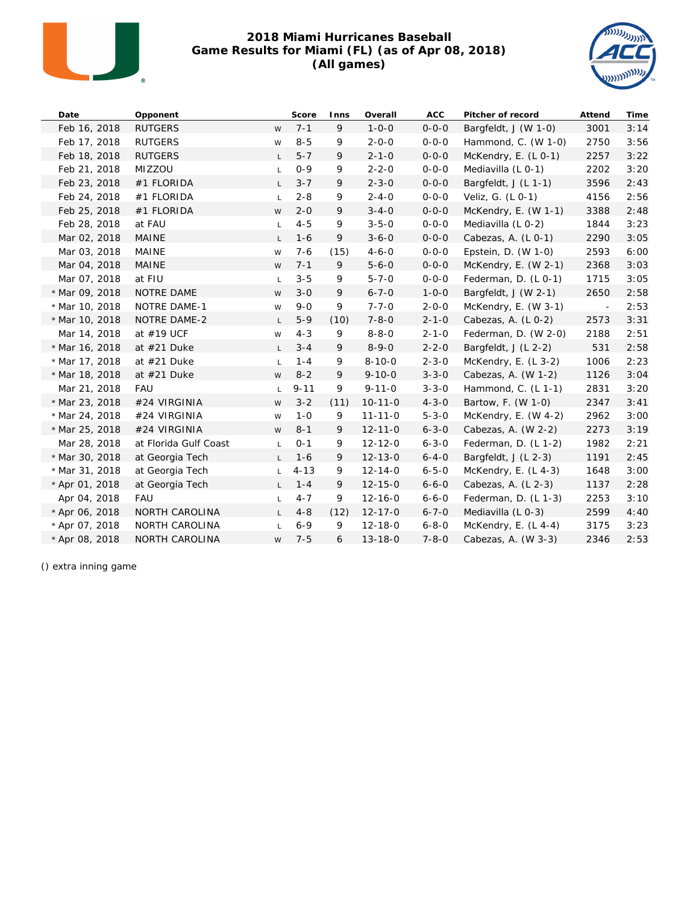# 2018 Miami Hurricanes Baseball
## Game Results for Miami (FL) (as of Apr 08, 2018)
## (All games)

| Date | Opponent | | Score | Inns | Overall | ACC | Pitcher of record | Attend | Time |
|---|---|---|---|---|---|---|---|---|---|
| Feb 16, 2018 | RUTGERS | W | 7-1 | 9 | 1-0-0 | 0-0-0 | Bargfeldt, J (W 1-0) | 3001 | 3:14 |
| Feb 17, 2018 | RUTGERS | W | 8-5 | 9 | 2-0-0 | 0-0-0 | Hammond, C. (W 1-0) | 2750 | 3:56 |
| Feb 18, 2018 | RUTGERS | L | 5-7 | 9 | 2-1-0 | 0-0-0 | McKendry, E. (L 0-1) | 2257 | 3:22 |
| Feb 21, 2018 | MIZZOU | L | 0-9 | 9 | 2-2-0 | 0-0-0 | Mediavilla (L 0-1) | 2202 | 3:20 |
| Feb 23, 2018 | #1 FLORIDA | L | 3-7 | 9 | 2-3-0 | 0-0-0 | Bargfeldt, J (L 1-1) | 3596 | 2:43 |
| Feb 24, 2018 | #1 FLORIDA | L | 2-8 | 9 | 2-4-0 | 0-0-0 | Veliz, G. (L 0-1) | 4156 | 2:56 |
| Feb 25, 2018 | #1 FLORIDA | W | 2-0 | 9 | 3-4-0 | 0-0-0 | McKendry, E. (W 1-1) | 3388 | 2:48 |
| Feb 28, 2018 | at FAU | L | 4-5 | 9 | 3-5-0 | 0-0-0 | Mediavilla (L 0-2) | 1844 | 3:23 |
| Mar 02, 2018 | MAINE | L | 1-6 | 9 | 3-6-0 | 0-0-0 | Cabezas, A. (L 0-1) | 2290 | 3:05 |
| Mar 03, 2018 | MAINE | W | 7-6 | (15) | 4-6-0 | 0-0-0 | Epstein, D. (W 1-0) | 2593 | 6:00 |
| Mar 04, 2018 | MAINE | W | 7-1 | 9 | 5-6-0 | 0-0-0 | McKendry, E. (W 2-1) | 2368 | 3:03 |
| Mar 07, 2018 | at FIU | L | 3-5 | 9 | 5-7-0 | 0-0-0 | Federman, D. (L 0-1) | 1715 | 3:05 |
| * Mar 09, 2018 | NOTRE DAME | W | 3-0 | 9 | 6-7-0 | 1-0-0 | Bargfeldt, J (W 2-1) | 2650 | 2:58 |
| * Mar 10, 2018 | NOTRE DAME-1 | W | 9-0 | 9 | 7-7-0 | 2-0-0 | McKendry, E. (W 3-1) | - | 2:53 |
| * Mar 10, 2018 | NOTRE DAME-2 | L | 5-9 | (10) | 7-8-0 | 2-1-0 | Cabezas, A. (L 0-2) | 2573 | 3:31 |
| Mar 14, 2018 | at #19 UCF | W | 4-3 | 9 | 8-8-0 | 2-1-0 | Federman, D. (W 2-0) | 2188 | 2:51 |
| * Mar 16, 2018 | at #21 Duke | L | 3-4 | 9 | 8-9-0 | 2-2-0 | Bargfeldt, J (L 2-2) | 531 | 2:58 |
| * Mar 17, 2018 | at #21 Duke | L | 1-4 | 9 | 8-10-0 | 2-3-0 | McKendry, E. (L 3-2) | 1006 | 2:23 |
| * Mar 18, 2018 | at #21 Duke | W | 8-2 | 9 | 9-10-0 | 3-3-0 | Cabezas, A. (W 1-2) | 1126 | 3:04 |
| Mar 21, 2018 | FAU | L | 9-11 | 9 | 9-11-0 | 3-3-0 | Hammond, C. (L 1-1) | 2831 | 3:20 |
| * Mar 23, 2018 | #24 VIRGINIA | W | 3-2 | (11) | 10-11-0 | 4-3-0 | Bartow, F. (W 1-0) | 2347 | 3:41 |
| * Mar 24, 2018 | #24 VIRGINIA | W | 1-0 | 9 | 11-11-0 | 5-3-0 | McKendry, E. (W 4-2) | 2962 | 3:00 |
| * Mar 25, 2018 | #24 VIRGINIA | W | 8-1 | 9 | 12-11-0 | 6-3-0 | Cabezas, A. (W 2-2) | 2273 | 3:19 |
| Mar 28, 2018 | at Florida Gulf Coast | L | 0-1 | 9 | 12-12-0 | 6-3-0 | Federman, D. (L 1-2) | 1982 | 2:21 |
| * Mar 30, 2018 | at Georgia Tech | L | 1-6 | 9 | 12-13-0 | 6-4-0 | Bargfeldt, J (L 2-3) | 1191 | 2:45 |
| * Mar 31, 2018 | at Georgia Tech | L | 4-13 | 9 | 12-14-0 | 6-5-0 | McKendry, E. (L 4-3) | 1648 | 3:00 |
| * Apr 01, 2018 | at Georgia Tech | L | 1-4 | 9 | 12-15-0 | 6-6-0 | Cabezas, A. (L 2-3) | 1137 | 2:28 |
| Apr 04, 2018 | FAU | L | 4-7 | 9 | 12-16-0 | 6-6-0 | Federman, D. (L 1-3) | 2253 | 3:10 |
| * Apr 06, 2018 | NORTH CAROLINA | L | 4-8 | (12) | 12-17-0 | 6-7-0 | Mediavilla (L 0-3) | 2599 | 4:40 |
| * Apr 07, 2018 | NORTH CAROLINA | L | 6-9 | 9 | 12-18-0 | 6-8-0 | McKendry, E. (L 4-4) | 3175 | 3:23 |
| * Apr 08, 2018 | NORTH CAROLINA | W | 7-5 | 6 | 13-18-0 | 7-8-0 | Cabezas, A. (W 3-3) | 2346 | 2:53 |

() extra inning game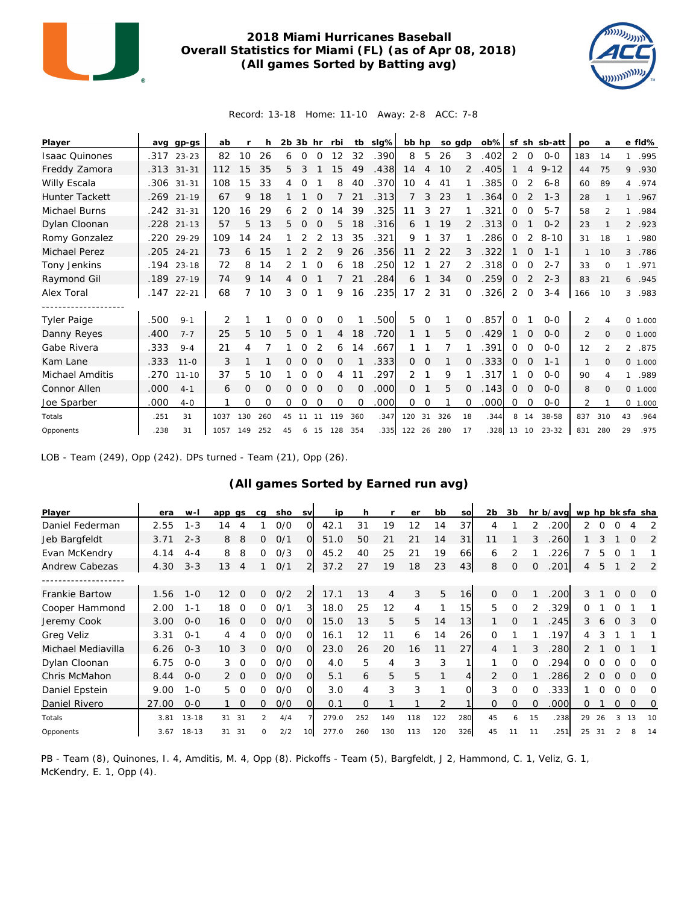# 2018 Miami Hurricanes Baseball
## Overall Statistics for Miami (FL) (as of Apr 08, 2018)
### (All games Sorted by Batting avg)

Record: 13-18 Home: 11-10 Away: 2-8 ACC: 7-8

| Player | avg | gp-gs | ab | r | h | 2b | 3b | hr | rbi | tb | slg% | bb | hp | so | gdp | ob% | sf | sh | sb-att | po | a | e | fld% |
|---|---|---|---|---|---|---|---|---|---|---|---|---|---|---|---|---|---|---|---|---|---|---|---|
| Isaac Quinones | .317 | 23-23 | 82 | 10 | 26 | 6 | 0 | 0 | 12 | 32 | .390 | 8 | 5 | 26 | 3 | .402 | 2 | 0 | 0-0 | 183 | 14 | 1 | .995 |
| Freddy Zamora | .313 | 31-31 | 112 | 15 | 35 | 5 | 3 | 1 | 15 | 49 | .438 | 14 | 4 | 10 | 2 | .405 | 1 | 4 | 9-12 | 44 | 75 | 9 | .930 |
| Willy Escala | .306 | 31-31 | 108 | 15 | 33 | 4 | 0 | 1 | 8 | 40 | .370 | 10 | 4 | 41 | 1 | .385 | 0 | 2 | 6-8 | 60 | 89 | 4 | .974 |
| Hunter Tackett | .269 | 21-19 | 67 | 9 | 18 | 1 | 1 | 0 | 7 | 21 | .313 | 7 | 3 | 23 | 1 | .364 | 0 | 2 | 1-3 | 28 | 1 | 1 | .967 |
| Michael Burns | .242 | 31-31 | 120 | 16 | 29 | 6 | 2 | 0 | 14 | 39 | .325 | 11 | 3 | 27 | 1 | .321 | 0 | 0 | 5-7 | 58 | 2 | 1 | .984 |
| Dylan Cloonan | .228 | 21-13 | 57 | 5 | 13 | 5 | 0 | 0 | 5 | 18 | .316 | 6 | 1 | 19 | 2 | .313 | 0 | 1 | 0-2 | 23 | 1 | 2 | .923 |
| Romy Gonzalez | .220 | 29-29 | 109 | 14 | 24 | 1 | 2 | 2 | 13 | 35 | .321 | 9 | 1 | 37 | 1 | .286 | 0 | 2 | 8-10 | 31 | 18 | 1 | .980 |
| Michael Perez | .205 | 24-21 | 73 | 6 | 15 | 1 | 2 | 2 | 9 | 26 | .356 | 11 | 2 | 22 | 3 | .322 | 1 | 0 | 1-1 | 1 | 10 | 3 | .786 |
| Tony Jenkins | .194 | 23-18 | 72 | 8 | 14 | 2 | 1 | 0 | 6 | 18 | .250 | 12 | 1 | 27 | 2 | .318 | 0 | 0 | 2-7 | 33 | 0 | 1 | .971 |
| Raymond Gil | .189 | 27-19 | 74 | 9 | 14 | 4 | 0 | 1 | 7 | 21 | .284 | 6 | 1 | 34 | 0 | .259 | 0 | 2 | 2-3 | 83 | 21 | 6 | .945 |
| Alex Toral | .147 | 22-21 | 68 | 7 | 10 | 3 | 0 | 1 | 9 | 16 | .235 | 17 | 2 | 31 | 0 | .326 | 2 | 0 | 3-4 | 166 | 10 | 3 | .983 |
| -------------------- | | | | | | | | | | | | | | | | | | | | | | | |
| Tyler Paige | .500 | 9-1 | 2 | 1 | 1 | 0 | 0 | 0 | 0 | 1 | .500 | 5 | 0 | 1 | 0 | .857 | 0 | 1 | 0-0 | 2 | 4 | 0 | 1.000 |
| Danny Reyes | .400 | 7-7 | 25 | 5 | 10 | 5 | 0 | 1 | 4 | 18 | .720 | 1 | 1 | 5 | 0 | .429 | 1 | 0 | 0-0 | 2 | 0 | 0 | 1.000 |
| Gabe Rivera | .333 | 9-4 | 21 | 4 | 7 | 1 | 0 | 2 | 6 | 14 | .667 | 1 | 1 | 7 | 1 | .391 | 0 | 0 | 0-0 | 12 | 2 | 2 | .875 |
| Kam Lane | .333 | 11-0 | 3 | 1 | 1 | 0 | 0 | 0 | 0 | 1 | .333 | 0 | 0 | 1 | 0 | .333 | 0 | 0 | 1-1 | 1 | 0 | 0 | 1.000 |
| Michael Amditis | .270 | 11-10 | 37 | 5 | 10 | 1 | 0 | 0 | 4 | 11 | .297 | 2 | 1 | 9 | 1 | .317 | 1 | 0 | 0-0 | 90 | 4 | 1 | .989 |
| Connor Allen | .000 | 4-1 | 6 | 0 | 0 | 0 | 0 | 0 | 0 | 0 | .000 | 0 | 1 | 5 | 0 | .143 | 0 | 0 | 0-0 | 8 | 0 | 0 | 1.000 |
| Joe Sparber | .000 | 4-0 | 1 | 0 | 0 | 0 | 0 | 0 | 0 | 0 | .000 | 0 | 0 | 1 | 0 | .000 | 0 | 0 | 0-0 | 2 | 1 | 0 | 1.000 |
| Totals | .251 | 31 | 1037 | 130 | 260 | 45 | 11 | 11 | 119 | 360 | .347 | 120 | 31 | 326 | 18 | .344 | 8 | 14 | 38-58 | 837 | 310 | 43 | .964 |
| Opponents | .238 | 31 | 1057 | 149 | 252 | 45 | 6 | 15 | 128 | 354 | .335 | 122 | 26 | 280 | 17 | .328 | 13 | 10 | 23-32 | 831 | 280 | 29 | .975 |

LOB - Team (249), Opp (242). DPs turned - Team (21), Opp (26).

### (All games Sorted by Earned run avg)

| Player | era | w-l | app | gs | cg | sho | sv | ip | h | r | er | bb | so | 2b | 3b | hr | b/avg | wp | hp | bk | sfa | sha |
|---|---|---|---|---|---|---|---|---|---|---|---|---|---|---|---|---|---|---|---|---|---|---|
| Daniel Federman | 2.55 | 1-3 | 14 | 4 | 1 | 0/0 | 0 | 42.1 | 31 | 19 | 12 | 14 | 37 | 4 | 1 | 2 | .200 | 2 | 0 | 0 | 4 | 2 |
| Jeb Bargfeldt | 3.71 | 2-3 | 8 | 8 | 0 | 0/1 | 0 | 51.0 | 50 | 21 | 21 | 14 | 31 | 11 | 1 | 3 | .260 | 1 | 3 | 1 | 0 | 2 |
| Evan McKendry | 4.14 | 4-4 | 8 | 8 | 0 | 0/3 | 0 | 45.2 | 40 | 25 | 21 | 19 | 66 | 6 | 2 | 1 | .226 | 7 | 5 | 0 | 1 | 1 |
| Andrew Cabezas | 4.30 | 3-3 | 13 | 4 | 1 | 0/1 | 2 | 37.2 | 27 | 19 | 18 | 23 | 43 | 8 | 0 | 0 | .201 | 4 | 5 | 1 | 2 | 2 |
| -------------------- | | | | | | | | | | | | | | | | | | | | | | |
| Frankie Bartow | 1.56 | 1-0 | 12 | 0 | 0 | 0/2 | 2 | 17.1 | 13 | 4 | 3 | 5 | 16 | 0 | 0 | 1 | .200 | 3 | 1 | 0 | 0 | 0 |
| Cooper Hammond | 2.00 | 1-1 | 18 | 0 | 0 | 0/1 | 3 | 18.0 | 25 | 12 | 4 | 1 | 15 | 5 | 0 | 2 | .329 | 0 | 1 | 0 | 1 | 1 |
| Jeremy Cook | 3.00 | 0-0 | 16 | 0 | 0 | 0/0 | 0 | 15.0 | 13 | 5 | 5 | 14 | 13 | 1 | 0 | 1 | .245 | 3 | 6 | 0 | 3 | 0 |
| Greg Veliz | 3.31 | 0-1 | 4 | 4 | 0 | 0/0 | 0 | 16.1 | 12 | 11 | 6 | 14 | 26 | 0 | 1 | 1 | .197 | 4 | 3 | 1 | 1 | 1 |
| Michael Mediavilla | 6.26 | 0-3 | 10 | 3 | 0 | 0/0 | 0 | 23.0 | 26 | 20 | 16 | 11 | 27 | 4 | 1 | 3 | .280 | 2 | 1 | 0 | 1 | 1 |
| Dylan Cloonan | 6.75 | 0-0 | 3 | 0 | 0 | 0/0 | 0 | 4.0 | 5 | 4 | 3 | 3 | 1 | 1 | 0 | 0 | .294 | 0 | 0 | 0 | 0 | 0 |
| Chris McMahon | 8.44 | 0-0 | 2 | 0 | 0 | 0/0 | 0 | 5.1 | 6 | 5 | 5 | 1 | 4 | 2 | 0 | 1 | .286 | 2 | 0 | 0 | 0 | 0 |
| Daniel Epstein | 9.00 | 1-0 | 5 | 0 | 0 | 0/0 | 0 | 3.0 | 4 | 3 | 3 | 1 | 0 | 3 | 0 | 0 | .333 | 1 | 0 | 0 | 0 | 0 |
| Daniel Rivero | 27.00 | 0-0 | 1 | 0 | 0 | 0/0 | 0 | 0.1 | 0 | 1 | 1 | 2 | 1 | 0 | 0 | 0 | .000 | 0 | 1 | 0 | 0 | 0 |
| Totals | 3.81 | 13-18 | 31 | 31 | 2 | 4/4 | 7 | 279.0 | 252 | 149 | 118 | 122 | 280 | 45 | 6 | 15 | .238 | 29 | 26 | 3 | 13 | 10 |
| Opponents | 3.67 | 18-13 | 31 | 31 | 0 | 2/2 | 10 | 277.0 | 260 | 130 | 113 | 120 | 326 | 45 | 11 | 11 | .251 | 25 | 31 | 2 | 8 | 14 |

PB - Team (8), Quinones, I. 4, Amditis, M. 4, Opp (8). Pickoffs - Team (5), Bargfeldt, J 2, Hammond, C. 1, Veliz, G. 1, McKendry, E. 1, Opp (4).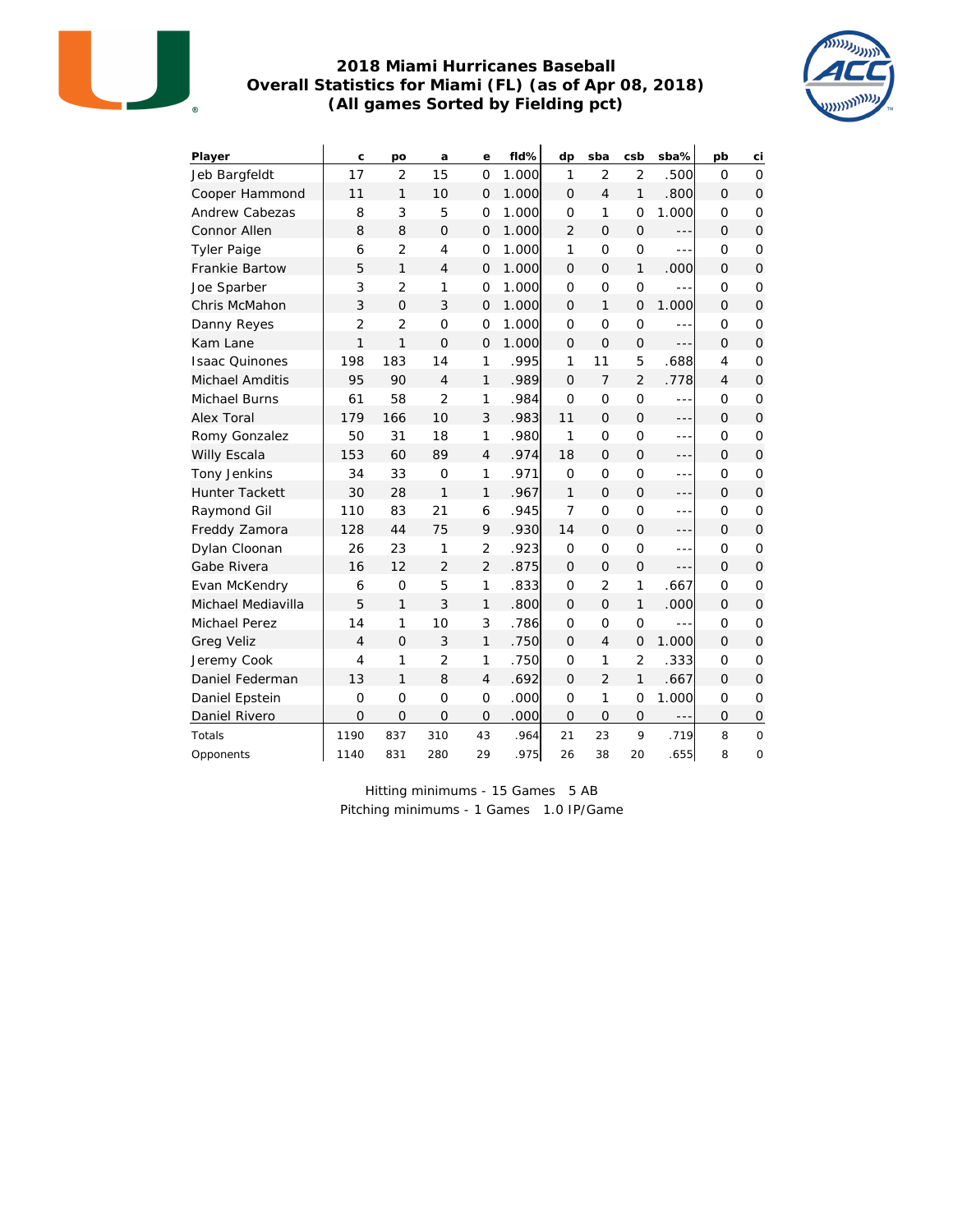# 2018 Miami Hurricanes Baseball
## Overall Statistics for Miami (FL) (as of Apr 08, 2018)
### (All games Sorted by Fielding pct)

| Player | c | po | a | e | fld% | dp | sba | csb | sba% | pb | ci |
|---|---|---|---|---|---|---|---|---|---|---|---|
| Jeb Bargfeldt | 17 | 2 | 15 | 0 | 1.000 | 1 | 2 | 2 | .500 | 0 | 0 |
| Cooper Hammond | 11 | 1 | 10 | 0 | 1.000 | 0 | 4 | 1 | .800 | 0 | 0 |
| Andrew Cabezas | 8 | 3 | 5 | 0 | 1.000 | 0 | 1 | 0 | 1.000 | 0 | 0 |
| Connor Allen | 8 | 8 | 0 | 0 | 1.000 | 2 | 0 | 0 | --- | 0 | 0 |
| Tyler Paige | 6 | 2 | 4 | 0 | 1.000 | 1 | 0 | 0 | --- | 0 | 0 |
| Frankie Bartow | 5 | 1 | 4 | 0 | 1.000 | 0 | 0 | 1 | .000 | 0 | 0 |
| Joe Sparber | 3 | 2 | 1 | 0 | 1.000 | 0 | 0 | 0 | --- | 0 | 0 |
| Chris McMahon | 3 | 0 | 3 | 0 | 1.000 | 0 | 1 | 0 | 1.000 | 0 | 0 |
| Danny Reyes | 2 | 2 | 0 | 0 | 1.000 | 0 | 0 | 0 | --- | 0 | 0 |
| Kam Lane | 1 | 1 | 0 | 0 | 1.000 | 0 | 0 | 0 | --- | 0 | 0 |
| Isaac Quinones | 198 | 183 | 14 | 1 | .995 | 1 | 11 | 5 | .688 | 4 | 0 |
| Michael Amditis | 95 | 90 | 4 | 1 | .989 | 0 | 7 | 2 | .778 | 4 | 0 |
| Michael Burns | 61 | 58 | 2 | 1 | .984 | 0 | 0 | 0 | --- | 0 | 0 |
| Alex Toral | 179 | 166 | 10 | 3 | .983 | 11 | 0 | 0 | --- | 0 | 0 |
| Romy Gonzalez | 50 | 31 | 18 | 1 | .980 | 1 | 0 | 0 | --- | 0 | 0 |
| Willy Escala | 153 | 60 | 89 | 4 | .974 | 18 | 0 | 0 | --- | 0 | 0 |
| Tony Jenkins | 34 | 33 | 0 | 1 | .971 | 0 | 0 | 0 | --- | 0 | 0 |
| Hunter Tackett | 30 | 28 | 1 | 1 | .967 | 1 | 0 | 0 | --- | 0 | 0 |
| Raymond Gil | 110 | 83 | 21 | 6 | .945 | 7 | 0 | 0 | --- | 0 | 0 |
| Freddy Zamora | 128 | 44 | 75 | 9 | .930 | 14 | 0 | 0 | --- | 0 | 0 |
| Dylan Cloonan | 26 | 23 | 1 | 2 | .923 | 0 | 0 | 0 | --- | 0 | 0 |
| Gabe Rivera | 16 | 12 | 2 | 2 | .875 | 0 | 0 | 0 | --- | 0 | 0 |
| Evan McKendry | 6 | 0 | 5 | 1 | .833 | 0 | 2 | 1 | .667 | 0 | 0 |
| Michael Mediavilla | 5 | 1 | 3 | 1 | .800 | 0 | 0 | 1 | .000 | 0 | 0 |
| Michael Perez | 14 | 1 | 10 | 3 | .786 | 0 | 0 | 0 | --- | 0 | 0 |
| Greg Veliz | 4 | 0 | 3 | 1 | .750 | 0 | 4 | 0 | 1.000 | 0 | 0 |
| Jeremy Cook | 4 | 1 | 2 | 1 | .750 | 0 | 1 | 2 | .333 | 0 | 0 |
| Daniel Federman | 13 | 1 | 8 | 4 | .692 | 0 | 2 | 1 | .667 | 0 | 0 |
| Daniel Epstein | 0 | 0 | 0 | 0 | .000 | 0 | 1 | 0 | 1.000 | 0 | 0 |
| Daniel Rivero | 0 | 0 | 0 | 0 | .000 | 0 | 0 | 0 | --- | 0 | 0 |
| Totals | 1190 | 837 | 310 | 43 | .964 | 21 | 23 | 9 | .719 | 8 | 0 |
| Opponents | 1140 | 831 | 280 | 29 | .975 | 26 | 38 | 20 | .655 | 8 | 0 |

Hitting minimums - 15 Games 5 AB
Pitching minimums - 1 Games 1.0 IP/Game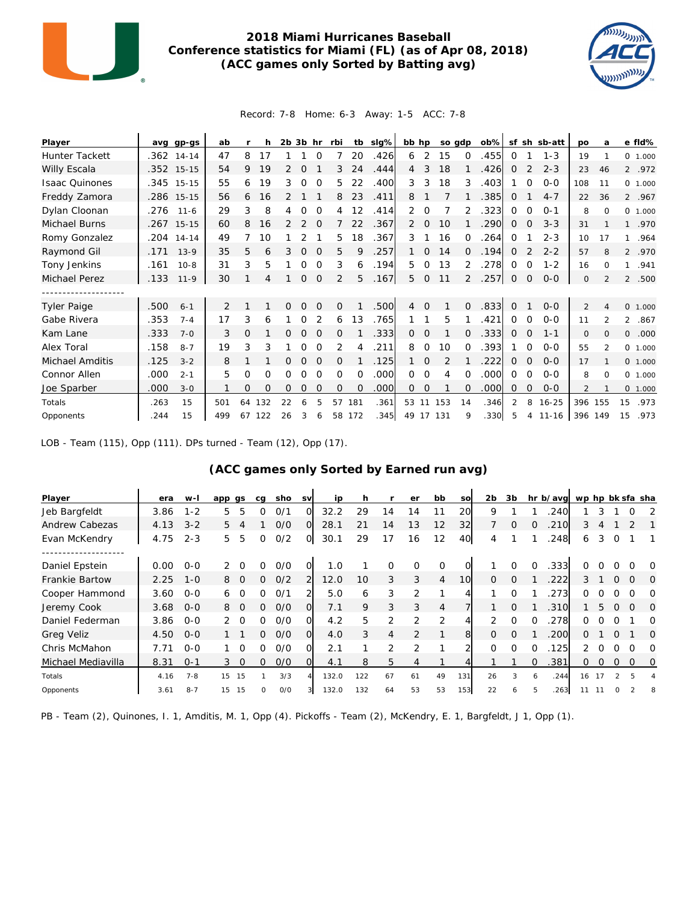# 2018 Miami Hurricanes Baseball
## Conference statistics for Miami (FL) (as of Apr 08, 2018)
## (ACC games only Sorted by Batting avg)

Record: 7-8 Home: 6-3 Away: 1-5 ACC: 7-8

| Player | avg | gp-gs | ab | r | h | 2b | 3b | hr | rbi | tb | slg% | bb | hp | so | gdp | ob% | sf | sh | sb-att | po | a | e | fld% |
|---|---|---|---|---|---|---|---|---|---|---|---|---|---|---|---|---|---|---|---|---|---|---|---|
| Hunter Tackett | .362 | 14-14 | 47 | 8 | 17 | 1 | 1 | 0 | 7 | 20 | .426 | 6 | 2 | 15 | 0 | .455 | 0 | 1 | 1-3 | 19 | 1 | 0 | 1.000 |
| Willy Escala | .352 | 15-15 | 54 | 9 | 19 | 2 | 0 | 1 | 3 | 24 | .444 | 4 | 3 | 18 | 1 | .426 | 0 | 2 | 2-3 | 23 | 46 | 2 | .972 |
| Isaac Quinones | .345 | 15-15 | 55 | 6 | 19 | 3 | 0 | 0 | 5 | 22 | .400 | 3 | 3 | 18 | 3 | .403 | 1 | 0 | 0-0 | 108 | 11 | 0 | 1.000 |
| Freddy Zamora | .286 | 15-15 | 56 | 6 | 16 | 2 | 1 | 1 | 8 | 23 | .411 | 8 | 1 | 7 | 1 | .385 | 0 | 1 | 4-7 | 22 | 36 | 2 | .967 |
| Dylan Cloonan | .276 | 11-6 | 29 | 3 | 8 | 4 | 0 | 0 | 4 | 12 | .414 | 2 | 0 | 7 | 2 | .323 | 0 | 0 | 0-1 | 8 | 0 | 0 | 1.000 |
| Michael Burns | .267 | 15-15 | 60 | 8 | 16 | 2 | 2 | 0 | 7 | 22 | .367 | 2 | 0 | 10 | 1 | .290 | 0 | 0 | 3-3 | 31 | 1 | 1 | .970 |
| Romy Gonzalez | .204 | 14-14 | 49 | 7 | 10 | 1 | 2 | 1 | 5 | 18 | .367 | 3 | 1 | 16 | 0 | .264 | 0 | 1 | 2-3 | 10 | 17 | 1 | .964 |
| Raymond Gil | .171 | 13-9 | 35 | 5 | 6 | 3 | 0 | 0 | 5 | 9 | .257 | 1 | 0 | 14 | 0 | .194 | 0 | 2 | 2-2 | 57 | 8 | 2 | .970 |
| Tony Jenkins | .161 | 10-8 | 31 | 3 | 5 | 1 | 0 | 0 | 3 | 6 | .194 | 5 | 0 | 13 | 2 | .278 | 0 | 0 | 1-2 | 16 | 0 | 1 | .941 |
| Michael Perez | .133 | 11-9 | 30 | 1 | 4 | 1 | 0 | 0 | 2 | 5 | .167 | 5 | 0 | 11 | 2 | .257 | 0 | 0 | 0-0 | 0 | 2 | 2 | .500 |
| -------------------- | | | | | | | | | | | | | | | | | | | | | | | |
| Tyler Paige | .500 | 6-1 | 2 | 1 | 1 | 0 | 0 | 0 | 0 | 1 | .500 | 4 | 0 | 1 | 0 | .833 | 0 | 1 | 0-0 | 2 | 4 | 0 | 1.000 |
| Gabe Rivera | .353 | 7-4 | 17 | 3 | 6 | 1 | 0 | 2 | 6 | 13 | .765 | 1 | 1 | 5 | 1 | .421 | 0 | 0 | 0-0 | 11 | 2 | 2 | .867 |
| Kam Lane | .333 | 7-0 | 3 | 0 | 1 | 0 | 0 | 0 | 0 | 1 | .333 | 0 | 0 | 1 | 0 | .333 | 0 | 0 | 1-1 | 0 | 0 | 0 | .000 |
| Alex Toral | .158 | 8-7 | 19 | 3 | 3 | 1 | 0 | 0 | 2 | 4 | .211 | 8 | 0 | 10 | 0 | .393 | 1 | 0 | 0-0 | 55 | 2 | 0 | 1.000 |
| Michael Amditis | .125 | 3-2 | 8 | 1 | 1 | 0 | 0 | 0 | 0 | 1 | .125 | 1 | 0 | 2 | 1 | .222 | 0 | 0 | 0-0 | 17 | 1 | 0 | 1.000 |
| Connor Allen | .000 | 2-1 | 5 | 0 | 0 | 0 | 0 | 0 | 0 | 0 | .000 | 0 | 0 | 4 | 0 | .000 | 0 | 0 | 0-0 | 8 | 0 | 0 | 1.000 |
| Joe Sparber | .000 | 3-0 | 1 | 0 | 0 | 0 | 0 | 0 | 0 | 0 | .000 | 0 | 0 | 1 | 0 | .000 | 0 | 0 | 0-0 | 2 | 1 | 0 | 1.000 |
| Totals | .263 | 15 | 501 | 64 | 132 | 22 | 6 | 5 | 57 | 181 | .361 | 53 | 11 | 153 | 14 | .346 | 2 | 8 | 16-25 | 396 | 155 | 15 | .973 |
| Opponents | .244 | 15 | 499 | 67 | 122 | 26 | 3 | 6 | 58 | 172 | .345 | 49 | 17 | 131 | 9 | .330 | 5 | 4 | 11-16 | 396 | 149 | 15 | .973 |

LOB - Team (115), Opp (111). DPs turned - Team (12), Opp (17).

## (ACC games only Sorted by Earned run avg)

| Player | era | w-l | app | gs | cg | sho | sv | ip | h | r | er | bb | so | 2b | 3b | hr | b/avg | wp | hp | bk | sfa | sha |
|---|---|---|---|---|---|---|---|---|---|---|---|---|---|---|---|---|---|---|---|---|---|---|
| Jeb Bargfeldt | 3.86 | 1-2 | 5 | 5 | 0 | 0/1 | 0 | 32.2 | 29 | 14 | 14 | 11 | 20 | 9 | 1 | 1 | .240 | 1 | 3 | 1 | 0 | 2 |
| Andrew Cabezas | 4.13 | 3-2 | 5 | 4 | 1 | 0/0 | 0 | 28.1 | 21 | 14 | 13 | 12 | 32 | 7 | 0 | 0 | .210 | 3 | 4 | 1 | 2 | 1 |
| Evan McKendry | 4.75 | 2-3 | 5 | 5 | 0 | 0/2 | 0 | 30.1 | 29 | 17 | 16 | 12 | 40 | 4 | 1 | 1 | .248 | 6 | 3 | 0 | 1 | 1 |
| -------------------- | | | | | | | | | | | | | | | | | | | | | | |
| Daniel Epstein | 0.00 | 0-0 | 2 | 0 | 0 | 0/0 | 0 | 1.0 | 1 | 0 | 0 | 0 | 0 | 1 | 0 | 0 | .333 | 0 | 0 | 0 | 0 | 0 |
| Frankie Bartow | 2.25 | 1-0 | 8 | 0 | 0 | 0/2 | 2 | 12.0 | 10 | 3 | 3 | 4 | 10 | 0 | 0 | 1 | .222 | 3 | 1 | 0 | 0 | 0 |
| Cooper Hammond | 3.60 | 0-0 | 6 | 0 | 0 | 0/1 | 2 | 5.0 | 6 | 3 | 2 | 1 | 4 | 1 | 0 | 1 | .273 | 0 | 0 | 0 | 0 | 0 |
| Jeremy Cook | 3.68 | 0-0 | 8 | 0 | 0 | 0/0 | 0 | 7.1 | 9 | 3 | 3 | 4 | 7 | 1 | 0 | 1 | .310 | 1 | 5 | 0 | 0 | 0 |
| Daniel Federman | 3.86 | 0-0 | 2 | 0 | 0 | 0/0 | 0 | 4.2 | 5 | 2 | 2 | 2 | 4 | 2 | 0 | 0 | .278 | 0 | 0 | 0 | 1 | 0 |
| Greg Veliz | 4.50 | 0-0 | 1 | 1 | 0 | 0/0 | 0 | 4.0 | 3 | 4 | 2 | 1 | 8 | 0 | 0 | 1 | .200 | 0 | 1 | 0 | 1 | 0 |
| Chris McMahon | 7.71 | 0-0 | 1 | 0 | 0 | 0/0 | 0 | 2.1 | 1 | 2 | 2 | 1 | 2 | 0 | 0 | 0 | .125 | 2 | 0 | 0 | 0 | 0 |
| Michael Mediavilla | 8.31 | 0-1 | 3 | 0 | 0 | 0/0 | 0 | 4.1 | 8 | 5 | 4 | 1 | 4 | 1 | 1 | 0 | .381 | 0 | 0 | 0 | 0 | 0 |
| Totals | 4.16 | 7-8 | 15 | 15 | 1 | 3/3 | 4 | 132.0 | 122 | 67 | 61 | 49 | 131 | 26 | 3 | 6 | .244 | 16 | 17 | 2 | 5 | 4 |
| Opponents | 3.61 | 8-7 | 15 | 15 | 0 | 0/0 | 3 | 132.0 | 132 | 64 | 53 | 53 | 153 | 22 | 6 | 5 | .263 | 11 | 11 | 0 | 2 | 8 |

PB - Team (2), Quinones, I. 1, Amditis, M. 1, Opp (4). Pickoffs - Team (2), McKendry, E. 1, Bargfeldt, J 1, Opp (1).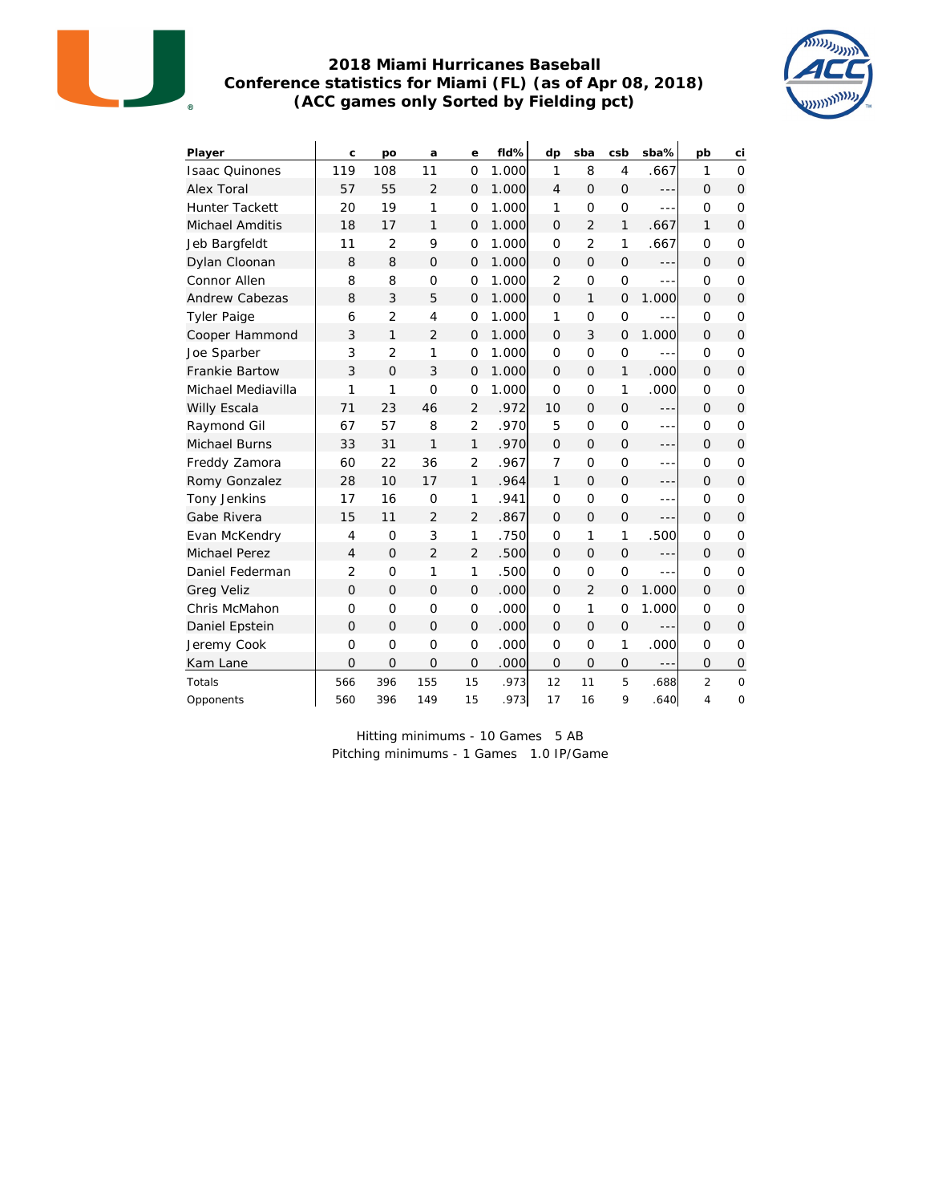# 2018 Miami Hurricanes Baseball
## Conference statistics for Miami (FL) (as of Apr 08, 2018)
### (ACC games only Sorted by Fielding pct)

| Player | c | po | a | e | fld% | dp | sba | csb | sba% | pb | ci |
|---|---|---|---|---|---|---|---|---|---|---|---|
| Isaac Quinones | 119 | 108 | 11 | 0 | 1.000 | 1 | 8 | 4 | .667 | 1 | 0 |
| Alex Toral | 57 | 55 | 2 | 0 | 1.000 | 4 | 0 | 0 | --- | 0 | 0 |
| Hunter Tackett | 20 | 19 | 1 | 0 | 1.000 | 1 | 0 | 0 | --- | 0 | 0 |
| Michael Amditis | 18 | 17 | 1 | 0 | 1.000 | 0 | 2 | 1 | .667 | 1 | 0 |
| Jeb Bargfeldt | 11 | 2 | 9 | 0 | 1.000 | 0 | 2 | 1 | .667 | 0 | 0 |
| Dylan Cloonan | 8 | 8 | 0 | 0 | 1.000 | 0 | 0 | 0 | --- | 0 | 0 |
| Connor Allen | 8 | 8 | 0 | 0 | 1.000 | 2 | 0 | 0 | --- | 0 | 0 |
| Andrew Cabezas | 8 | 3 | 5 | 0 | 1.000 | 0 | 1 | 0 | 1.000 | 0 | 0 |
| Tyler Paige | 6 | 2 | 4 | 0 | 1.000 | 1 | 0 | 0 | --- | 0 | 0 |
| Cooper Hammond | 3 | 1 | 2 | 0 | 1.000 | 0 | 3 | 0 | 1.000 | 0 | 0 |
| Joe Sparber | 3 | 2 | 1 | 0 | 1.000 | 0 | 0 | 0 | --- | 0 | 0 |
| Frankie Bartow | 3 | 0 | 3 | 0 | 1.000 | 0 | 0 | 1 | .000 | 0 | 0 |
| Michael Mediavilla | 1 | 1 | 0 | 0 | 1.000 | 0 | 0 | 1 | .000 | 0 | 0 |
| Willy Escala | 71 | 23 | 46 | 2 | .972 | 10 | 0 | 0 | --- | 0 | 0 |
| Raymond Gil | 67 | 57 | 8 | 2 | .970 | 5 | 0 | 0 | --- | 0 | 0 |
| Michael Burns | 33 | 31 | 1 | 1 | .970 | 0 | 0 | 0 | --- | 0 | 0 |
| Freddy Zamora | 60 | 22 | 36 | 2 | .967 | 7 | 0 | 0 | --- | 0 | 0 |
| Romy Gonzalez | 28 | 10 | 17 | 1 | .964 | 1 | 0 | 0 | --- | 0 | 0 |
| Tony Jenkins | 17 | 16 | 0 | 1 | .941 | 0 | 0 | 0 | --- | 0 | 0 |
| Gabe Rivera | 15 | 11 | 2 | 2 | .867 | 0 | 0 | 0 | --- | 0 | 0 |
| Evan McKendry | 4 | 0 | 3 | 1 | .750 | 0 | 1 | 1 | .500 | 0 | 0 |
| Michael Perez | 4 | 0 | 2 | 2 | .500 | 0 | 0 | 0 | --- | 0 | 0 |
| Daniel Federman | 2 | 0 | 1 | 1 | .500 | 0 | 0 | 0 | --- | 0 | 0 |
| Greg Veliz | 0 | 0 | 0 | 0 | .000 | 0 | 2 | 0 | 1.000 | 0 | 0 |
| Chris McMahon | 0 | 0 | 0 | 0 | .000 | 0 | 1 | 0 | 1.000 | 0 | 0 |
| Daniel Epstein | 0 | 0 | 0 | 0 | .000 | 0 | 0 | 0 | --- | 0 | 0 |
| Jeremy Cook | 0 | 0 | 0 | 0 | .000 | 0 | 0 | 1 | .000 | 0 | 0 |
| Kam Lane | 0 | 0 | 0 | 0 | .000 | 0 | 0 | 0 | --- | 0 | 0 |
| Totals | 566 | 396 | 155 | 15 | .973 | 12 | 11 | 5 | .688 | 2 | 0 |
| Opponents | 560 | 396 | 149 | 15 | .973 | 17 | 16 | 9 | .640 | 4 | 0 |

Hitting minimums - 10 Games 5 AB
Pitching minimums - 1 Games 1.0 IP/Game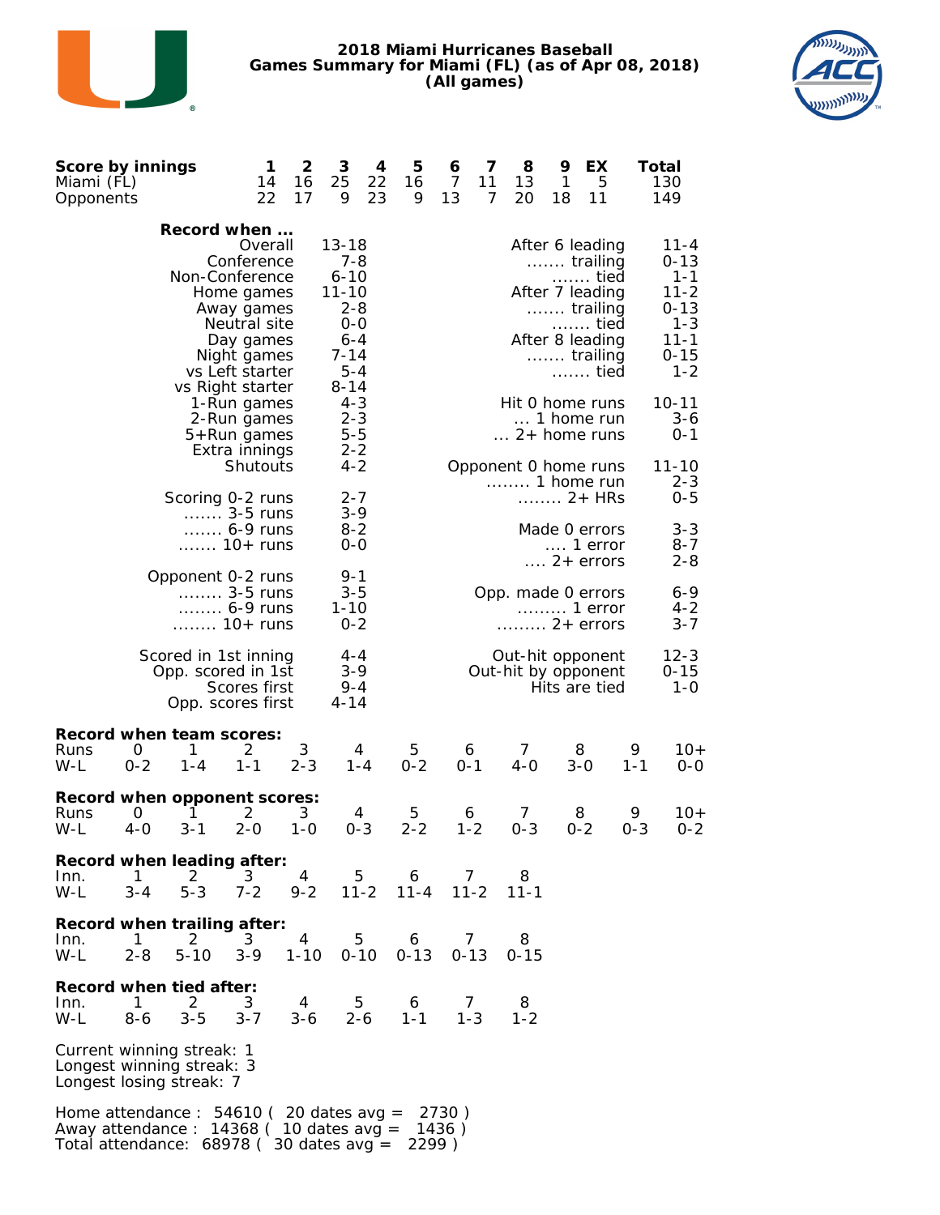# 2018 Miami Hurricanes Baseball
## Games Summary for Miami (FL) (as of Apr 08, 2018)
### (All games)

| Score by innings | 1 | 2 | 3 | 4 | 5 | 6 | 7 | 8 | 9 | EX | Total |
|---|---|---|---|---|---|---|---|---|---|---|---|
| Miami (FL) | 14 | 16 | 25 | 22 | 16 | 7 | 11 | 13 | 1 | 5 | 130 |
| Opponents | 22 | 17 | 9 | 23 | 9 | 13 | 7 | 20 | 18 | 11 | 149 |

**Record when ...**

| | |
|---|---|
| Overall | 13-18 |
| Conference | 7-8 |
| Non-Conference | 6-10 |
| Home games | 11-10 |
| Away games | 2-8 |
| Neutral site | 0-0 |
| Day games | 6-4 |
| Night games | 7-14 |
| vs Left starter | 5-4 |
| vs Right starter | 8-14 |
| 1-Run games | 4-3 |
| 2-Run games | 2-3 |
| 5+Run games | 5-5 |
| Extra innings | 2-2 |
| Shutouts | 4-2 |
| Scoring 0-2 runs | 2-7 |
| ....... 3-5 runs | 3-9 |
| ....... 6-9 runs | 8-2 |
| ....... 10+ runs | 0-0 |
| Opponent 0-2 runs | 9-1 |
| ........ 3-5 runs | 3-5 |
| ........ 6-9 runs | 1-10 |
| ........ 10+ runs | 0-2 |
| Scored in 1st inning | 4-4 |
| Opp. scored in 1st | 3-9 |
| Scores first | 9-4 |
| Opp. scores first | 4-14 |

| | |
|---|---|
| After 6 leading | 11-4 |
| ....... trailing | 0-13 |
| ....... tied | 1-1 |
| After 7 leading | 11-2 |
| ....... trailing | 0-13 |
| ....... tied | 1-3 |
| After 8 leading | 11-1 |
| ....... trailing | 0-15 |
| ....... tied | 1-2 |
| Hit 0 home runs | 10-11 |
| ... 1 home run | 3-6 |
| ... 2+ home runs | 0-1 |
| Opponent 0 home runs | 11-10 |
| ........ 1 home run | 2-3 |
| ........ 2+ HRs | 0-5 |
| Made 0 errors | 3-3 |
| .... 1 error | 8-7 |
| .... 2+ errors | 2-8 |
| Opp. made 0 errors | 6-9 |
| ......... 1 error | 4-2 |
| ......... 2+ errors | 3-7 |
| Out-hit opponent | 12-3 |
| Out-hit by opponent | 0-15 |
| Hits are tied | 1-0 |

**Record when team scores:**

| Runs | 0 | 1 | 2 | 3 | 4 | 5 | 6 | 7 | 8 | 9 | 10+ |
|---|---|---|---|---|---|---|---|---|---|---|---|
| W-L | 0-2 | 1-4 | 1-1 | 2-3 | 1-4 | 0-2 | 0-1 | 4-0 | 3-0 | 1-1 | 0-0 |

**Record when opponent scores:**

| Runs | 0 | 1 | 2 | 3 | 4 | 5 | 6 | 7 | 8 | 9 | 10+ |
|---|---|---|---|---|---|---|---|---|---|---|---|
| W-L | 4-0 | 3-1 | 2-0 | 1-0 | 0-3 | 2-2 | 1-2 | 0-3 | 0-2 | 0-3 | 0-2 |

**Record when leading after:**

| Inn. | 1 | 2 | 3 | 4 | 5 | 6 | 7 | 8 |
|---|---|---|---|---|---|---|---|---|
| W-L | 3-4 | 5-3 | 7-2 | 9-2 | 11-2 | 11-4 | 11-2 | 11-1 |

**Record when trailing after:**

| Inn. | 1 | 2 | 3 | 4 | 5 | 6 | 7 | 8 |
|---|---|---|---|---|---|---|---|---|
| W-L | 2-8 | 5-10 | 3-9 | 1-10 | 0-10 | 0-13 | 0-13 | 0-15 |

**Record when tied after:**

| Inn. | 1 | 2 | 3 | 4 | 5 | 6 | 7 | 8 |
|---|---|---|---|---|---|---|---|---|
| W-L | 8-6 | 3-5 | 3-7 | 3-6 | 2-6 | 1-1 | 1-3 | 1-2 |

Current winning streak: 1
Longest winning streak: 3
Longest losing streak: 7

Home attendance : 54610 ( 20 dates avg = 2730 )
Away attendance : 14368 ( 10 dates avg = 1436 )
Total attendance: 68978 ( 30 dates avg = 2299 )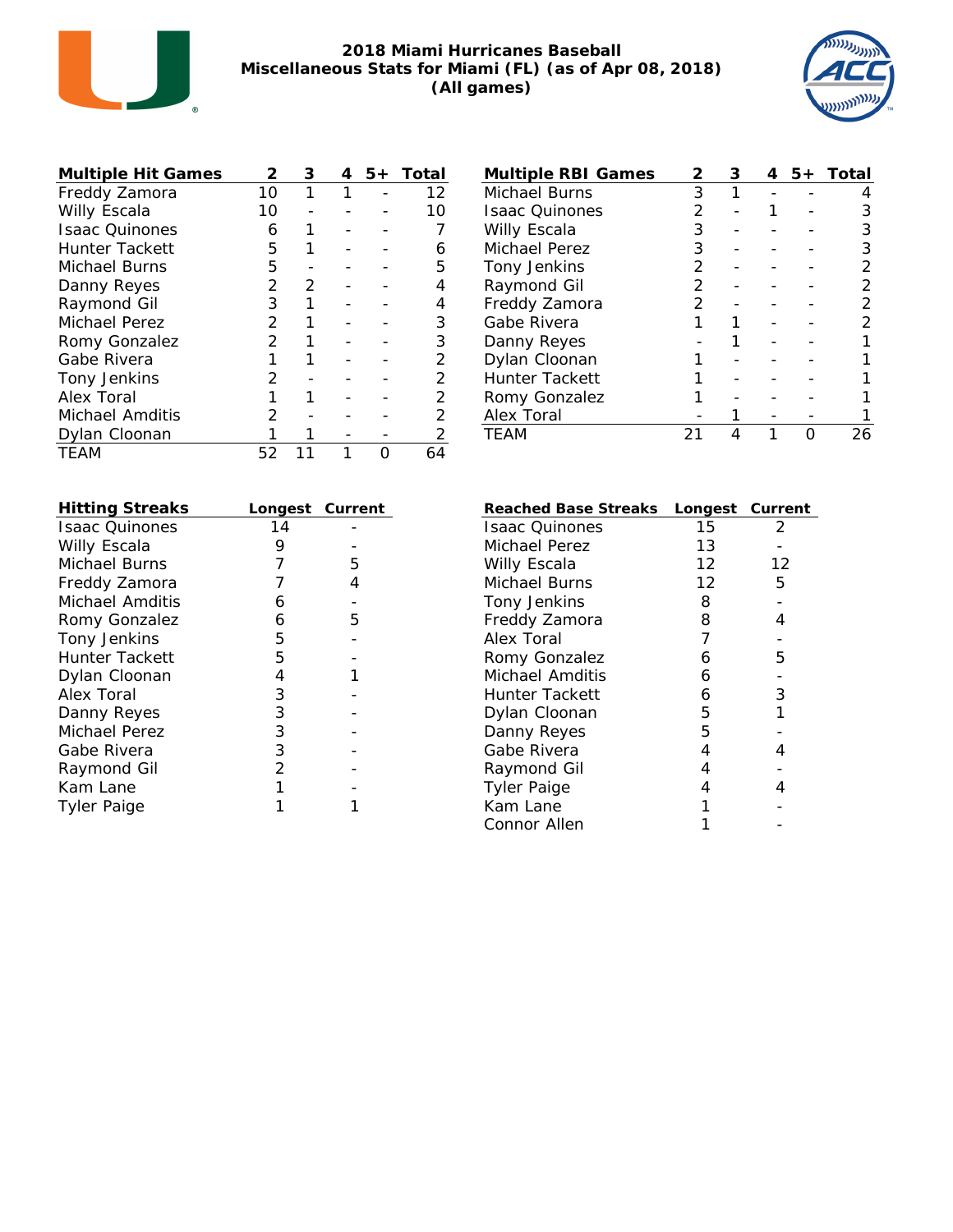# 2018 Miami Hurricanes Baseball
## Miscellaneous Stats for Miami (FL) (as of Apr 08, 2018)
### (All games)

| Multiple Hit Games | 2 | 3 | 4 | 5+ | Total |
|---|---|---|---|---|---|
| Freddy Zamora | 10 | 1 | 1 | - | 12 |
| Willy Escala | 10 | - | - | - | 10 |
| Isaac Quinones | 6 | 1 | - | - | 7 |
| Hunter Tackett | 5 | 1 | - | - | 6 |
| Michael Burns | 5 | - | - | - | 5 |
| Danny Reyes | 2 | 2 | - | - | 4 |
| Raymond Gil | 3 | 1 | - | - | 4 |
| Michael Perez | 2 | 1 | - | - | 3 |
| Romy Gonzalez | 2 | 1 | - | - | 3 |
| Gabe Rivera | 1 | 1 | - | - | 2 |
| Tony Jenkins | 2 | - | - | - | 2 |
| Alex Toral | 1 | 1 | - | - | 2 |
| Michael Amditis | 2 | - | - | - | 2 |
| Dylan Cloonan | 1 | 1 | - | - | 2 |
| TEAM | 52 | 11 | 1 | 0 | 64 |

| Multiple RBI Games | 2 | 3 | 4 | 5+ | Total |
|---|---|---|---|---|---|
| Michael Burns | 3 | 1 | - | - | 4 |
| Isaac Quinones | 2 | - | 1 | - | 3 |
| Willy Escala | 3 | - | - | - | 3 |
| Michael Perez | 3 | - | - | - | 3 |
| Tony Jenkins | 2 | - | - | - | 2 |
| Raymond Gil | 2 | - | - | - | 2 |
| Freddy Zamora | 2 | - | - | - | 2 |
| Gabe Rivera | 1 | 1 | - | - | 2 |
| Danny Reyes | - | 1 | - | - | 1 |
| Dylan Cloonan | 1 | - | - | - | 1 |
| Hunter Tackett | 1 | - | - | - | 1 |
| Romy Gonzalez | 1 | - | - | - | 1 |
| Alex Toral | - | 1 | - | - | 1 |
| TEAM | 21 | 4 | 1 | 0 | 26 |

| Hitting Streaks | Longest | Current |
|---|---|---|
| Isaac Quinones | 14 | - |
| Willy Escala | 9 | - |
| Michael Burns | 7 | 5 |
| Freddy Zamora | 7 | 4 |
| Michael Amditis | 6 | - |
| Romy Gonzalez | 6 | 5 |
| Tony Jenkins | 5 | - |
| Hunter Tackett | 5 | - |
| Dylan Cloonan | 4 | 1 |
| Alex Toral | 3 | - |
| Danny Reyes | 3 | - |
| Michael Perez | 3 | - |
| Gabe Rivera | 3 | - |
| Raymond Gil | 2 | - |
| Kam Lane | 1 | - |
| Tyler Paige | 1 | 1 |

| Reached Base Streaks | Longest | Current |
|---|---|---|
| Isaac Quinones | 15 | 2 |
| Michael Perez | 13 | - |
| Willy Escala | 12 | 12 |
| Michael Burns | 12 | 5 |
| Tony Jenkins | 8 | - |
| Freddy Zamora | 8 | 4 |
| Alex Toral | 7 | - |
| Romy Gonzalez | 6 | 5 |
| Michael Amditis | 6 | - |
| Hunter Tackett | 6 | 3 |
| Dylan Cloonan | 5 | 1 |
| Danny Reyes | 5 | - |
| Gabe Rivera | 4 | 4 |
| Raymond Gil | 4 | - |
| Tyler Paige | 4 | 4 |
| Kam Lane | 1 | - |
| Connor Allen | 1 | - |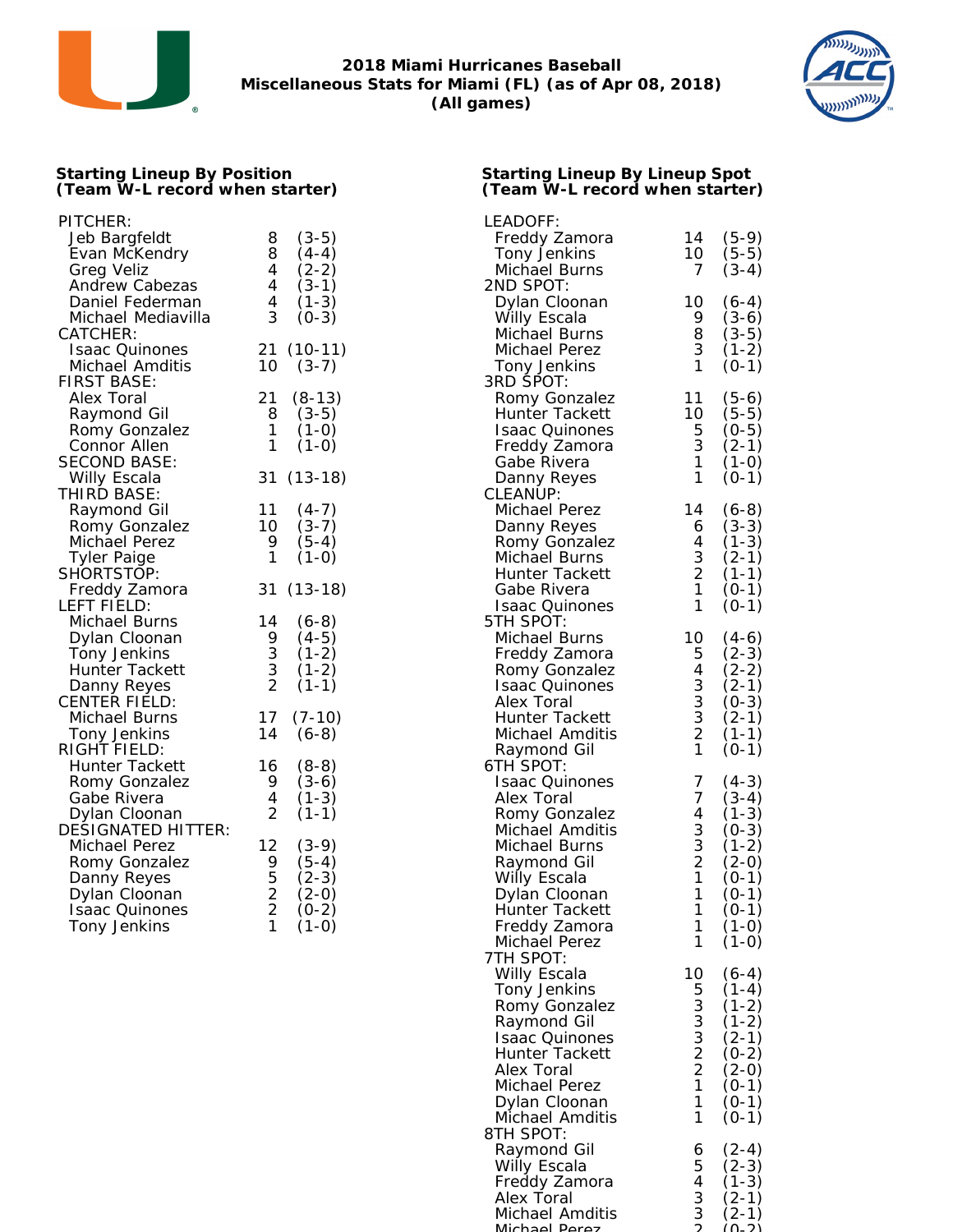# 2018 Miami Hurricanes Baseball
## Miscellaneous Stats for Miami (FL) (as of Apr 08, 2018)
## (All games)

### Starting Lineup By Position
### (Team W-L record when starter)

| Position / Player | GS | W-L |
|---|---|---|
| **PITCHER:** | | |
| Jeb Bargfeldt | 8 | (3-5) |
| Evan McKendry | 8 | (4-4) |
| Greg Veliz | 4 | (2-2) |
| Andrew Cabezas | 4 | (3-1) |
| Daniel Federman | 4 | (1-3) |
| Michael Mediavilla | 3 | (0-3) |
| **CATCHER:** | | |
| Isaac Quinones | 21 | (10-11) |
| Michael Amditis | 10 | (3-7) |
| **FIRST BASE:** | | |
| Alex Toral | 21 | (8-13) |
| Raymond Gil | 8 | (3-5) |
| Romy Gonzalez | 1 | (1-0) |
| Connor Allen | 1 | (1-0) |
| **SECOND BASE:** | | |
| Willy Escala | 31 | (13-18) |
| **THIRD BASE:** | | |
| Raymond Gil | 11 | (4-7) |
| Romy Gonzalez | 10 | (3-7) |
| Michael Perez | 9 | (5-4) |
| Tyler Paige | 1 | (1-0) |
| **SHORTSTOP:** | | |
| Freddy Zamora | 31 | (13-18) |
| **LEFT FIELD:** | | |
| Michael Burns | 14 | (6-8) |
| Dylan Cloonan | 9 | (4-5) |
| Tony Jenkins | 3 | (1-2) |
| Hunter Tackett | 3 | (1-2) |
| Danny Reyes | 2 | (1-1) |
| **CENTER FIELD:** | | |
| Michael Burns | 17 | (7-10) |
| Tony Jenkins | 14 | (6-8) |
| **RIGHT FIELD:** | | |
| Hunter Tackett | 16 | (8-8) |
| Romy Gonzalez | 9 | (3-6) |
| Gabe Rivera | 4 | (1-3) |
| Dylan Cloonan | 2 | (1-1) |
| **DESIGNATED HITTER:** | | |
| Michael Perez | 12 | (3-9) |
| Romy Gonzalez | 9 | (5-4) |
| Danny Reyes | 5 | (2-3) |
| Dylan Cloonan | 2 | (2-0) |
| Isaac Quinones | 2 | (0-2) |
| Tony Jenkins | 1 | (1-0) |

### Starting Lineup By Lineup Spot
### (Team W-L record when starter)

| Lineup Spot / Player | GS | W-L |
|---|---|---|
| **LEADOFF:** | | |
| Freddy Zamora | 14 | (5-9) |
| Tony Jenkins | 10 | (5-5) |
| Michael Burns | 7 | (3-4) |
| **2ND SPOT:** | | |
| Dylan Cloonan | 10 | (6-4) |
| Willy Escala | 9 | (3-6) |
| Michael Burns | 8 | (3-5) |
| Michael Perez | 3 | (1-2) |
| Tony Jenkins | 1 | (0-1) |
| **3RD SPOT:** | | |
| Romy Gonzalez | 11 | (5-6) |
| Hunter Tackett | 10 | (5-5) |
| Isaac Quinones | 5 | (0-5) |
| Freddy Zamora | 3 | (2-1) |
| Gabe Rivera | 1 | (1-0) |
| Danny Reyes | 1 | (0-1) |
| **CLEANUP:** | | |
| Michael Perez | 14 | (6-8) |
| Danny Reyes | 6 | (3-3) |
| Romy Gonzalez | 4 | (1-3) |
| Michael Burns | 3 | (2-1) |
| Hunter Tackett | 2 | (1-1) |
| Gabe Rivera | 1 | (0-1) |
| Isaac Quinones | 1 | (0-1) |
| **5TH SPOT:** | | |
| Michael Burns | 10 | (4-6) |
| Freddy Zamora | 5 | (2-3) |
| Romy Gonzalez | 4 | (2-2) |
| Isaac Quinones | 3 | (2-1) |
| Alex Toral | 3 | (0-3) |
| Hunter Tackett | 3 | (2-1) |
| Michael Amditis | 2 | (1-1) |
| Raymond Gil | 1 | (0-1) |
| **6TH SPOT:** | | |
| Isaac Quinones | 7 | (4-3) |
| Alex Toral | 7 | (3-4) |
| Romy Gonzalez | 4 | (1-3) |
| Michael Amditis | 3 | (0-3) |
| Michael Burns | 3 | (1-2) |
| Raymond Gil | 2 | (2-0) |
| Willy Escala | 1 | (0-1) |
| Dylan Cloonan | 1 | (0-1) |
| Hunter Tackett | 1 | (0-1) |
| Freddy Zamora | 1 | (1-0) |
| Michael Perez | 1 | (1-0) |
| **7TH SPOT:** | | |
| Willy Escala | 10 | (6-4) |
| Tony Jenkins | 5 | (1-4) |
| Romy Gonzalez | 3 | (1-2) |
| Raymond Gil | 3 | (1-2) |
| Isaac Quinones | 3 | (2-1) |
| Hunter Tackett | 2 | (0-2) |
| Alex Toral | 2 | (2-0) |
| Michael Perez | 1 | (0-1) |
| Dylan Cloonan | 1 | (0-1) |
| Michael Amditis | 1 | (0-1) |
| **8TH SPOT:** | | |
| Raymond Gil | 6 | (2-4) |
| Willy Escala | 5 | (2-3) |
| Freddy Zamora | 4 | (1-3) |
| Alex Toral | 3 | (2-1) |
| Michael Amditis | 3 | (2-1) |
| Michael Perez | 2 | (0-2) |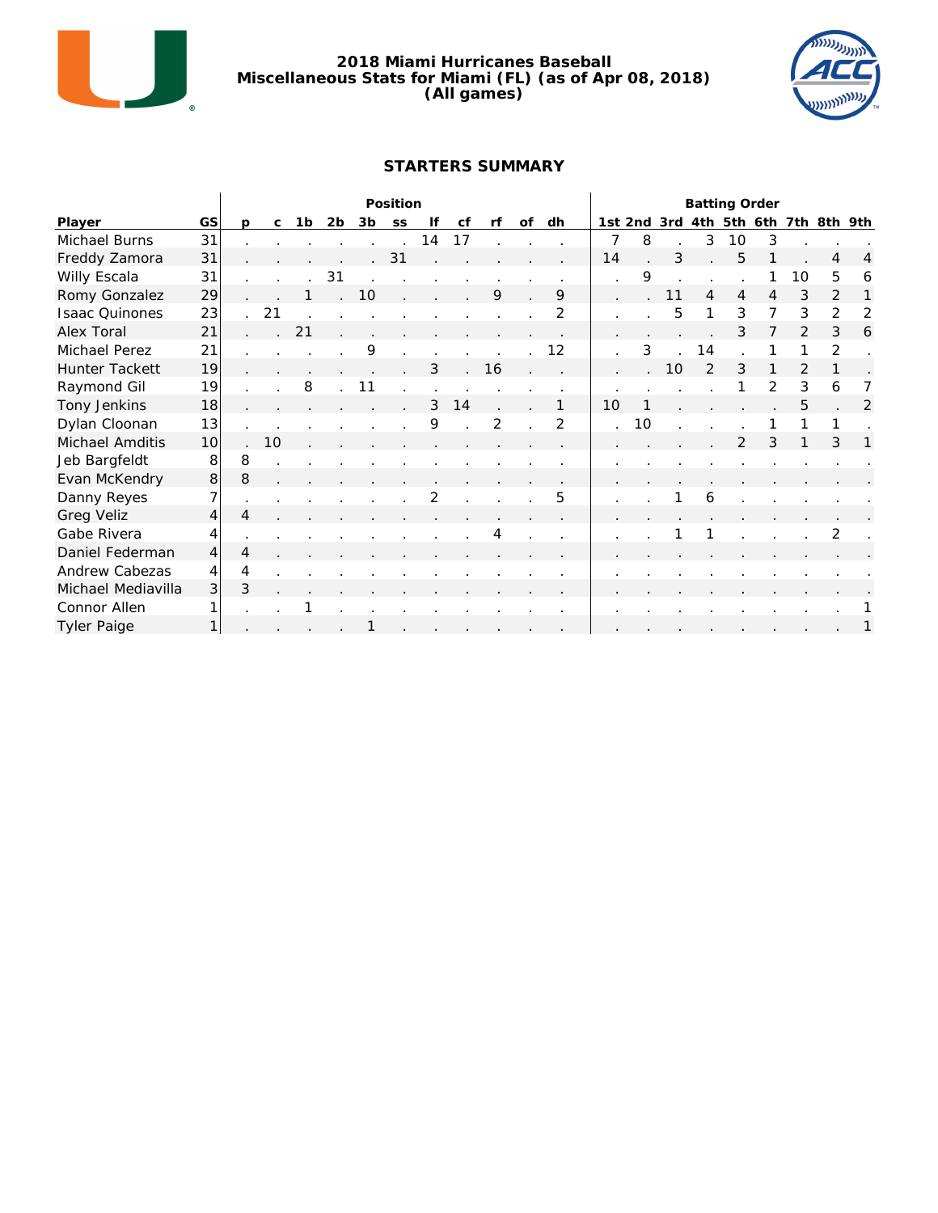# 2018 Miami Hurricanes Baseball
## Miscellaneous Stats for Miami (FL) (as of Apr 08, 2018)
## (All games)

### STARTERS SUMMARY

| | | Position | | | | | | | | | | | | Batting Order | | | | | | | | |
|---|---|---|---|---|---|---|---|---|---|---|---|---|---|---|---|---|---|---|---|---|---|---|
| Player | GS | p | c | 1b | 2b | 3b | ss | lf | cf | rf | of | dh | 1st | 2nd | 3rd | 4th | 5th | 6th | 7th | 8th | 9th |
| Michael Burns | 31 | . | . | . | . | . | . | 14 | 17 | . | . | . | 7 | 8 | . | 3 | 10 | 3 | . | . | . |
| Freddy Zamora | 31 | . | . | . | . | . | 31 | . | . | . | . | . | 14 | . | 3 | . | 5 | 1 | . | 4 | 4 |
| Willy Escala | 31 | . | . | . | 31 | . | . | . | . | . | . | . | . | 9 | . | . | . | 1 | 10 | 5 | 6 |
| Romy Gonzalez | 29 | . | . | 1 | . | 10 | . | . | . | 9 | . | 9 | . | . | 11 | 4 | 4 | 4 | 3 | 2 | 1 |
| Isaac Quinones | 23 | . | 21 | . | . | . | . | . | . | . | . | 2 | . | . | 5 | 1 | 3 | 7 | 3 | 2 | 2 |
| Alex Toral | 21 | . | . | 21 | . | . | . | . | . | . | . | . | . | . | . | . | 3 | 7 | 2 | 3 | 6 |
| Michael Perez | 21 | . | . | . | . | 9 | . | . | . | . | . | 12 | . | 3 | . | 14 | . | 1 | 1 | 2 | . |
| Hunter Tackett | 19 | . | . | . | . | . | . | 3 | . | 16 | . | . | . | . | 10 | 2 | 3 | 1 | 2 | 1 | . |
| Raymond Gil | 19 | . | . | 8 | . | 11 | . | . | . | . | . | . | . | . | . | . | 1 | 2 | 3 | 6 | 7 |
| Tony Jenkins | 18 | . | . | . | . | . | . | 3 | 14 | . | . | 1 | 10 | 1 | . | . | . | . | 5 | . | 2 |
| Dylan Cloonan | 13 | . | . | . | . | . | . | 9 | . | 2 | . | 2 | . | 10 | . | . | . | 1 | 1 | 1 | . |
| Michael Amditis | 10 | . | 10 | . | . | . | . | . | . | . | . | . | . | . | . | . | 2 | 3 | 1 | 3 | 1 |
| Jeb Bargfeldt | 8 | 8 | . | . | . | . | . | . | . | . | . | . | . | . | . | . | . | . | . | . | . |
| Evan McKendry | 8 | 8 | . | . | . | . | . | . | . | . | . | . | . | . | . | . | . | . | . | . | . |
| Danny Reyes | 7 | . | . | . | . | . | . | 2 | . | . | . | 5 | . | . | 1 | 6 | . | . | . | . | . |
| Greg Veliz | 4 | 4 | . | . | . | . | . | . | . | . | . | . | . | . | . | . | . | . | . | . | . |
| Gabe Rivera | 4 | . | . | . | . | . | . | . | . | 4 | . | . | . | . | 1 | 1 | . | . | . | 2 | . |
| Daniel Federman | 4 | 4 | . | . | . | . | . | . | . | . | . | . | . | . | . | . | . | . | . | . | . |
| Andrew Cabezas | 4 | 4 | . | . | . | . | . | . | . | . | . | . | . | . | . | . | . | . | . | . | . |
| Michael Mediavilla | 3 | 3 | . | . | . | . | . | . | . | . | . | . | . | . | . | . | . | . | . | . | . |
| Connor Allen | 1 | . | . | 1 | . | . | . | . | . | . | . | . | . | . | . | . | . | . | . | . | 1 |
| Tyler Paige | 1 | . | . | . | . | 1 | . | . | . | . | . | . | . | . | . | . | . | . | . | . | 1 |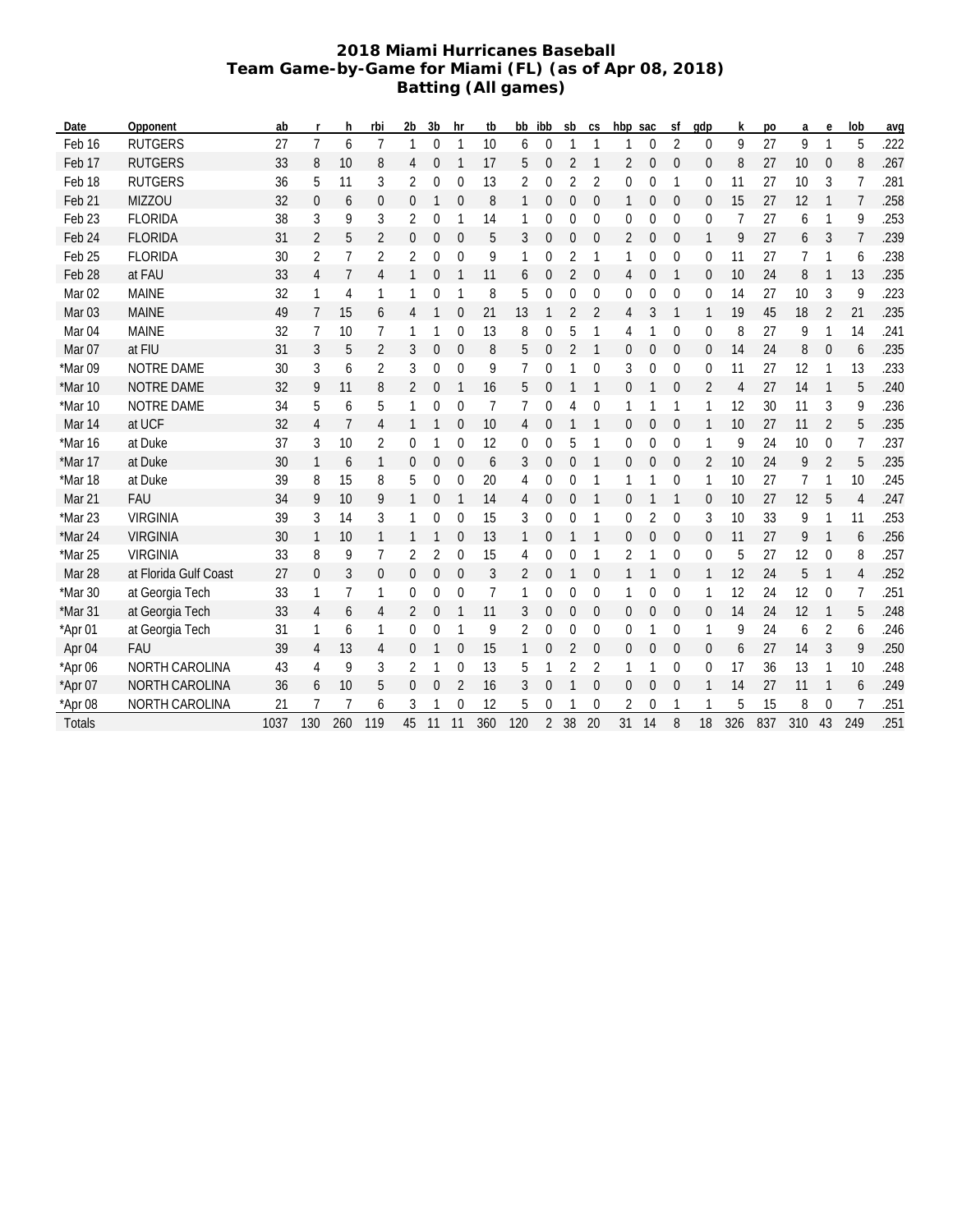# 2018 Miami Hurricanes Baseball
## Team Game-by-Game for Miami (FL) (as of Apr 08, 2018)
## Batting (All games)

| Date | Opponent | ab | r | h | rbi | 2b | 3b | hr | tb | bb | ibb | sb | cs | hbp | sac | sf | gdp | k | po | a | e | lob | avg |
|---|---|---|---|---|---|---|---|---|---|---|---|---|---|---|---|---|---|---|---|---|---|---|---|
| Feb 16 | RUTGERS | 27 | 7 | 6 | 7 | 1 | 0 | 1 | 10 | 6 | 0 | 1 | 1 | 1 | 0 | 2 | 0 | 9 | 27 | 9 | 1 | 5 | .222 |
| Feb 17 | RUTGERS | 33 | 8 | 10 | 8 | 4 | 0 | 1 | 17 | 5 | 0 | 2 | 1 | 2 | 0 | 0 | 0 | 8 | 27 | 10 | 0 | 8 | .267 |
| Feb 18 | RUTGERS | 36 | 5 | 11 | 3 | 2 | 0 | 0 | 13 | 2 | 0 | 2 | 2 | 0 | 0 | 1 | 0 | 11 | 27 | 10 | 3 | 7 | .281 |
| Feb 21 | MIZZOU | 32 | 0 | 6 | 0 | 0 | 1 | 0 | 8 | 1 | 0 | 0 | 0 | 1 | 0 | 0 | 0 | 15 | 27 | 12 | 1 | 7 | .258 |
| Feb 23 | FLORIDA | 38 | 3 | 9 | 3 | 2 | 0 | 1 | 14 | 1 | 0 | 0 | 0 | 0 | 0 | 0 | 0 | 7 | 27 | 6 | 1 | 9 | .253 |
| Feb 24 | FLORIDA | 31 | 2 | 5 | 2 | 0 | 0 | 0 | 5 | 3 | 0 | 0 | 0 | 2 | 0 | 0 | 1 | 9 | 27 | 6 | 3 | 7 | .239 |
| Feb 25 | FLORIDA | 30 | 2 | 7 | 2 | 2 | 0 | 0 | 9 | 1 | 0 | 2 | 1 | 1 | 0 | 0 | 0 | 11 | 27 | 7 | 1 | 6 | .238 |
| Feb 28 | at FAU | 33 | 4 | 7 | 4 | 1 | 0 | 1 | 11 | 6 | 0 | 2 | 0 | 4 | 0 | 1 | 0 | 10 | 24 | 8 | 1 | 13 | .235 |
| Mar 02 | MAINE | 32 | 1 | 4 | 1 | 1 | 0 | 1 | 8 | 5 | 0 | 0 | 0 | 0 | 0 | 0 | 0 | 14 | 27 | 10 | 3 | 9 | .223 |
| Mar 03 | MAINE | 49 | 7 | 15 | 6 | 4 | 1 | 0 | 21 | 13 | 1 | 2 | 2 | 4 | 3 | 1 | 1 | 19 | 45 | 18 | 2 | 21 | .235 |
| Mar 04 | MAINE | 32 | 7 | 10 | 7 | 1 | 1 | 0 | 13 | 8 | 0 | 5 | 1 | 4 | 1 | 0 | 0 | 8 | 27 | 9 | 1 | 14 | .241 |
| Mar 07 | at FIU | 31 | 3 | 5 | 2 | 3 | 0 | 0 | 8 | 5 | 0 | 2 | 1 | 0 | 0 | 0 | 0 | 14 | 24 | 8 | 0 | 6 | .235 |
| *Mar 09 | NOTRE DAME | 30 | 3 | 6 | 2 | 3 | 0 | 0 | 9 | 7 | 0 | 1 | 0 | 3 | 0 | 0 | 0 | 11 | 27 | 12 | 1 | 13 | .233 |
| *Mar 10 | NOTRE DAME | 32 | 9 | 11 | 8 | 2 | 0 | 1 | 16 | 5 | 0 | 1 | 1 | 0 | 1 | 0 | 2 | 4 | 27 | 14 | 1 | 5 | .240 |
| *Mar 10 | NOTRE DAME | 34 | 5 | 6 | 5 | 1 | 0 | 0 | 7 | 7 | 0 | 4 | 0 | 1 | 1 | 1 | 1 | 12 | 30 | 11 | 3 | 9 | .236 |
| Mar 14 | at UCF | 32 | 4 | 7 | 4 | 1 | 1 | 0 | 10 | 4 | 0 | 1 | 1 | 0 | 0 | 0 | 1 | 10 | 27 | 11 | 2 | 5 | .235 |
| *Mar 16 | at Duke | 37 | 3 | 10 | 2 | 0 | 1 | 0 | 12 | 0 | 0 | 5 | 1 | 0 | 0 | 0 | 1 | 9 | 24 | 10 | 0 | 7 | .237 |
| *Mar 17 | at Duke | 30 | 1 | 6 | 1 | 0 | 0 | 0 | 6 | 3 | 0 | 0 | 1 | 0 | 0 | 0 | 2 | 10 | 24 | 9 | 2 | 5 | .235 |
| *Mar 18 | at Duke | 39 | 8 | 15 | 8 | 5 | 0 | 0 | 20 | 4 | 0 | 0 | 1 | 1 | 1 | 0 | 1 | 10 | 27 | 7 | 1 | 10 | .245 |
| Mar 21 | FAU | 34 | 9 | 10 | 9 | 1 | 0 | 1 | 14 | 4 | 0 | 0 | 1 | 0 | 1 | 1 | 0 | 10 | 27 | 12 | 5 | 4 | .247 |
| *Mar 23 | VIRGINIA | 39 | 3 | 14 | 3 | 1 | 0 | 0 | 15 | 3 | 0 | 0 | 1 | 0 | 2 | 0 | 3 | 10 | 33 | 9 | 1 | 11 | .253 |
| *Mar 24 | VIRGINIA | 30 | 1 | 10 | 1 | 1 | 1 | 0 | 13 | 1 | 0 | 1 | 1 | 0 | 0 | 0 | 0 | 11 | 27 | 9 | 1 | 6 | .256 |
| *Mar 25 | VIRGINIA | 33 | 8 | 9 | 7 | 2 | 2 | 0 | 15 | 4 | 0 | 0 | 1 | 2 | 1 | 0 | 0 | 5 | 27 | 12 | 0 | 8 | .257 |
| Mar 28 | at Florida Gulf Coast | 27 | 0 | 3 | 0 | 0 | 0 | 0 | 3 | 2 | 0 | 1 | 0 | 1 | 1 | 0 | 1 | 12 | 24 | 5 | 1 | 4 | .252 |
| *Mar 30 | at Georgia Tech | 33 | 1 | 7 | 1 | 0 | 0 | 0 | 7 | 1 | 0 | 0 | 0 | 1 | 0 | 0 | 1 | 12 | 24 | 12 | 0 | 7 | .251 |
| *Mar 31 | at Georgia Tech | 33 | 4 | 6 | 4 | 2 | 0 | 1 | 11 | 3 | 0 | 0 | 0 | 0 | 0 | 0 | 0 | 14 | 24 | 12 | 1 | 5 | .248 |
| *Apr 01 | at Georgia Tech | 31 | 1 | 6 | 1 | 0 | 0 | 1 | 9 | 2 | 0 | 0 | 0 | 0 | 1 | 0 | 1 | 9 | 24 | 6 | 2 | 6 | .246 |
| Apr 04 | FAU | 39 | 4 | 13 | 4 | 0 | 1 | 0 | 15 | 1 | 0 | 2 | 0 | 0 | 0 | 0 | 0 | 6 | 27 | 14 | 3 | 9 | .250 |
| *Apr 06 | NORTH CAROLINA | 43 | 4 | 9 | 3 | 2 | 1 | 0 | 13 | 5 | 1 | 2 | 2 | 1 | 1 | 0 | 0 | 17 | 36 | 13 | 1 | 10 | .248 |
| *Apr 07 | NORTH CAROLINA | 36 | 6 | 10 | 5 | 0 | 0 | 2 | 16 | 3 | 0 | 1 | 0 | 0 | 0 | 0 | 1 | 14 | 27 | 11 | 1 | 6 | .249 |
| *Apr 08 | NORTH CAROLINA | 21 | 7 | 7 | 6 | 3 | 1 | 0 | 12 | 5 | 0 | 1 | 0 | 2 | 0 | 1 | 1 | 5 | 15 | 8 | 0 | 7 | .251 |
| Totals | | 1037 | 130 | 260 | 119 | 45 | 11 | 11 | 360 | 120 | 2 | 38 | 20 | 31 | 14 | 8 | 18 | 326 | 837 | 310 | 43 | 249 | .251 |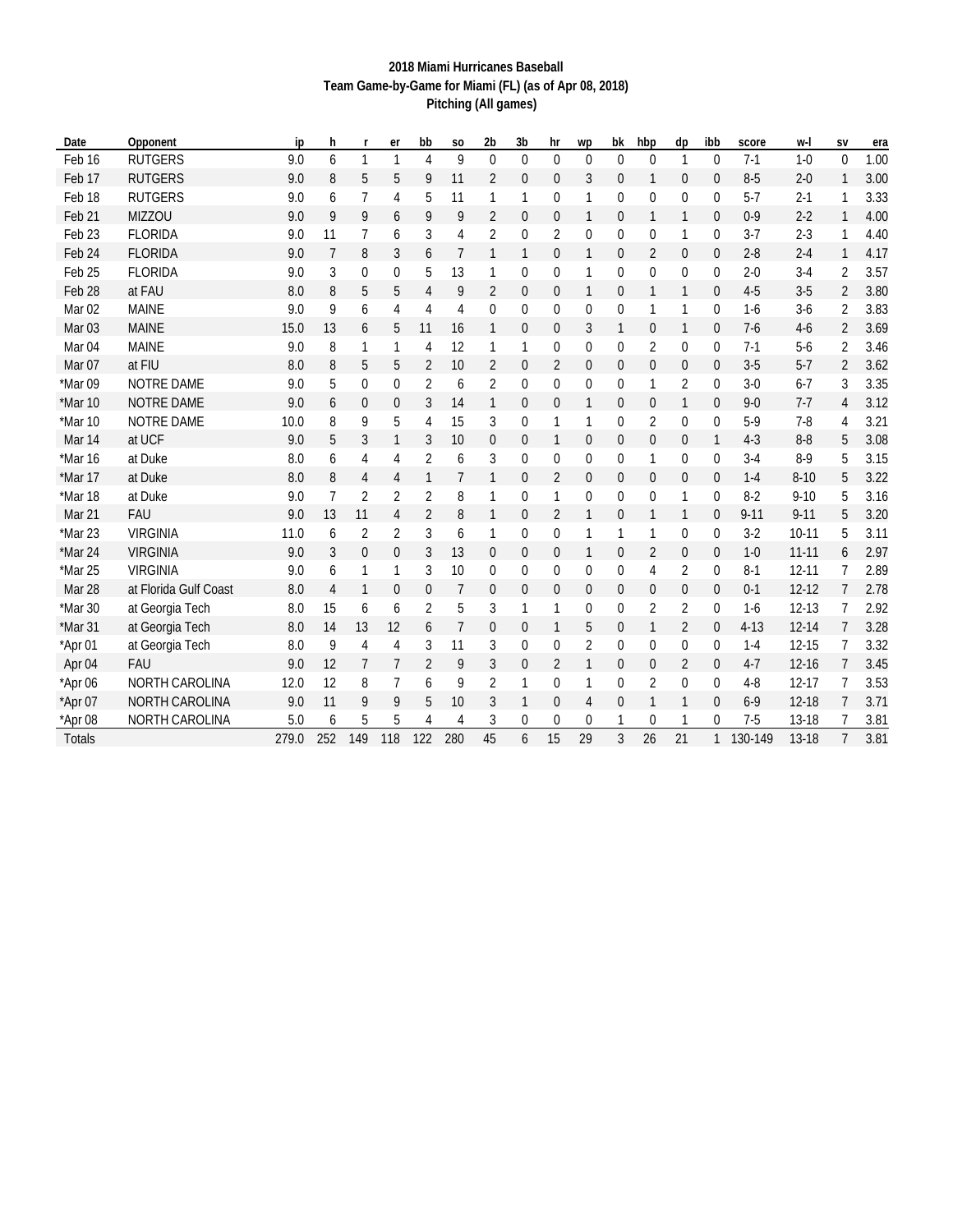# 2018 Miami Hurricanes Baseball

## Team Game-by-Game for Miami (FL) (as of Apr 08, 2018)

### Pitching (All games)

| Date | Opponent | ip | h | r | er | bb | so | 2b | 3b | hr | wp | bk | hbp | dp | ibb | score | w-l | sv | era |
|---|---|---|---|---|---|---|---|---|---|---|---|---|---|---|---|---|---|---|---|
| Feb 16 | RUTGERS | 9.0 | 6 | 1 | 1 | 4 | 9 | 0 | 0 | 0 | 0 | 0 | 0 | 1 | 0 | 7-1 | 1-0 | 0 | 1.00 |
| Feb 17 | RUTGERS | 9.0 | 8 | 5 | 5 | 9 | 11 | 2 | 0 | 0 | 3 | 0 | 1 | 0 | 0 | 8-5 | 2-0 | 1 | 3.00 |
| Feb 18 | RUTGERS | 9.0 | 6 | 7 | 4 | 5 | 11 | 1 | 1 | 0 | 1 | 0 | 0 | 0 | 0 | 5-7 | 2-1 | 1 | 3.33 |
| Feb 21 | MIZZOU | 9.0 | 9 | 9 | 6 | 9 | 9 | 2 | 0 | 0 | 1 | 0 | 1 | 1 | 0 | 0-9 | 2-2 | 1 | 4.00 |
| Feb 23 | FLORIDA | 9.0 | 11 | 7 | 6 | 3 | 4 | 2 | 0 | 2 | 0 | 0 | 0 | 1 | 0 | 3-7 | 2-3 | 1 | 4.40 |
| Feb 24 | FLORIDA | 9.0 | 7 | 8 | 3 | 6 | 7 | 1 | 1 | 0 | 1 | 0 | 2 | 0 | 0 | 2-8 | 2-4 | 1 | 4.17 |
| Feb 25 | FLORIDA | 9.0 | 3 | 0 | 0 | 5 | 13 | 1 | 0 | 0 | 1 | 0 | 0 | 0 | 0 | 2-0 | 3-4 | 2 | 3.57 |
| Feb 28 | at FAU | 8.0 | 8 | 5 | 5 | 4 | 9 | 2 | 0 | 0 | 1 | 0 | 1 | 1 | 0 | 4-5 | 3-5 | 2 | 3.80 |
| Mar 02 | MAINE | 9.0 | 9 | 6 | 4 | 4 | 4 | 0 | 0 | 0 | 0 | 0 | 1 | 1 | 0 | 1-6 | 3-6 | 2 | 3.83 |
| Mar 03 | MAINE | 15.0 | 13 | 6 | 5 | 11 | 16 | 1 | 0 | 0 | 3 | 1 | 0 | 1 | 0 | 7-6 | 4-6 | 2 | 3.69 |
| Mar 04 | MAINE | 9.0 | 8 | 1 | 1 | 4 | 12 | 1 | 1 | 0 | 0 | 0 | 2 | 0 | 0 | 7-1 | 5-6 | 2 | 3.46 |
| Mar 07 | at FIU | 8.0 | 8 | 5 | 5 | 2 | 10 | 2 | 0 | 2 | 0 | 0 | 0 | 0 | 0 | 3-5 | 5-7 | 2 | 3.62 |
| *Mar 09 | NOTRE DAME | 9.0 | 5 | 0 | 0 | 2 | 6 | 2 | 0 | 0 | 0 | 0 | 1 | 2 | 0 | 3-0 | 6-7 | 3 | 3.35 |
| *Mar 10 | NOTRE DAME | 9.0 | 6 | 0 | 0 | 3 | 14 | 1 | 0 | 0 | 1 | 0 | 0 | 1 | 0 | 9-0 | 7-7 | 4 | 3.12 |
| *Mar 10 | NOTRE DAME | 10.0 | 8 | 9 | 5 | 4 | 15 | 3 | 0 | 1 | 1 | 0 | 2 | 0 | 0 | 5-9 | 7-8 | 4 | 3.21 |
| Mar 14 | at UCF | 9.0 | 5 | 3 | 1 | 3 | 10 | 0 | 0 | 1 | 0 | 0 | 0 | 0 | 1 | 4-3 | 8-8 | 5 | 3.08 |
| *Mar 16 | at Duke | 8.0 | 6 | 4 | 4 | 2 | 6 | 3 | 0 | 0 | 0 | 0 | 1 | 0 | 0 | 3-4 | 8-9 | 5 | 3.15 |
| *Mar 17 | at Duke | 8.0 | 8 | 4 | 4 | 1 | 7 | 1 | 0 | 2 | 0 | 0 | 0 | 0 | 0 | 1-4 | 8-10 | 5 | 3.22 |
| *Mar 18 | at Duke | 9.0 | 7 | 2 | 2 | 2 | 8 | 1 | 0 | 1 | 0 | 0 | 0 | 1 | 0 | 8-2 | 9-10 | 5 | 3.16 |
| Mar 21 | FAU | 9.0 | 13 | 11 | 4 | 2 | 8 | 1 | 0 | 2 | 1 | 0 | 1 | 1 | 0 | 9-11 | 9-11 | 5 | 3.20 |
| *Mar 23 | VIRGINIA | 11.0 | 6 | 2 | 2 | 3 | 6 | 1 | 0 | 0 | 1 | 1 | 1 | 0 | 0 | 3-2 | 10-11 | 5 | 3.11 |
| *Mar 24 | VIRGINIA | 9.0 | 3 | 0 | 0 | 3 | 13 | 0 | 0 | 0 | 1 | 0 | 2 | 0 | 0 | 1-0 | 11-11 | 6 | 2.97 |
| *Mar 25 | VIRGINIA | 9.0 | 6 | 1 | 1 | 3 | 10 | 0 | 0 | 0 | 0 | 0 | 4 | 2 | 0 | 8-1 | 12-11 | 7 | 2.89 |
| Mar 28 | at Florida Gulf Coast | 8.0 | 4 | 1 | 0 | 0 | 7 | 0 | 0 | 0 | 0 | 0 | 0 | 0 | 0 | 0-1 | 12-12 | 7 | 2.78 |
| *Mar 30 | at Georgia Tech | 8.0 | 15 | 6 | 6 | 2 | 5 | 3 | 1 | 1 | 0 | 0 | 2 | 2 | 0 | 1-6 | 12-13 | 7 | 2.92 |
| *Mar 31 | at Georgia Tech | 8.0 | 14 | 13 | 12 | 6 | 7 | 0 | 0 | 1 | 5 | 0 | 1 | 2 | 0 | 4-13 | 12-14 | 7 | 3.28 |
| *Apr 01 | at Georgia Tech | 8.0 | 9 | 4 | 4 | 3 | 11 | 3 | 0 | 0 | 2 | 0 | 0 | 0 | 0 | 1-4 | 12-15 | 7 | 3.32 |
| Apr 04 | FAU | 9.0 | 12 | 7 | 7 | 2 | 9 | 3 | 0 | 2 | 1 | 0 | 0 | 2 | 0 | 4-7 | 12-16 | 7 | 3.45 |
| *Apr 06 | NORTH CAROLINA | 12.0 | 12 | 8 | 7 | 6 | 9 | 2 | 1 | 0 | 1 | 0 | 2 | 0 | 0 | 4-8 | 12-17 | 7 | 3.53 |
| *Apr 07 | NORTH CAROLINA | 9.0 | 11 | 9 | 9 | 5 | 10 | 3 | 1 | 0 | 4 | 0 | 1 | 1 | 0 | 6-9 | 12-18 | 7 | 3.71 |
| *Apr 08 | NORTH CAROLINA | 5.0 | 6 | 5 | 5 | 4 | 4 | 3 | 0 | 0 | 0 | 1 | 0 | 1 | 0 | 7-5 | 13-18 | 7 | 3.81 |
| Totals | | 279.0 | 252 | 149 | 118 | 122 | 280 | 45 | 6 | 15 | 29 | 3 | 26 | 21 | 1 | 130-149 | 13-18 | 7 | 3.81 |